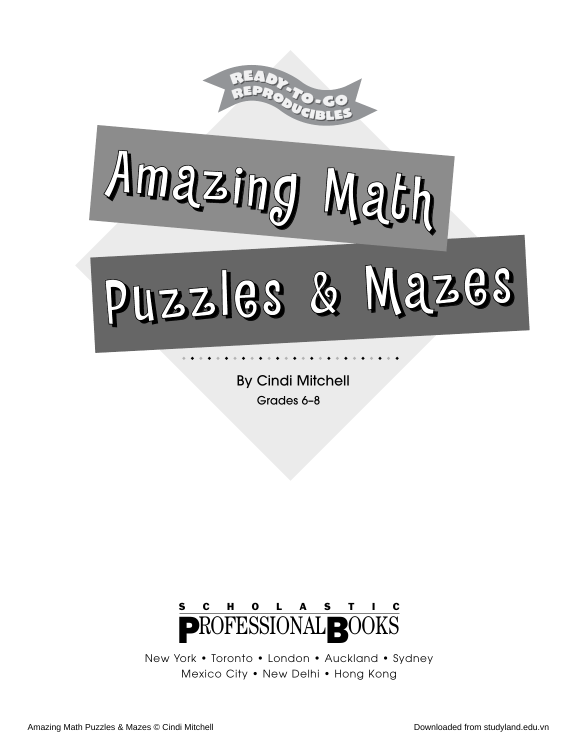READY-TO-GO REPRODUCIBLES

# Amazing Math Puzzles & Mazes

By Cindi Mitchell

Grades 6–8

SCHOLASTIC PROFESSIONAL BOOKS

New York • Toronto • London • Auckland • Sydney
Mexico City • New Delhi • Hong Kong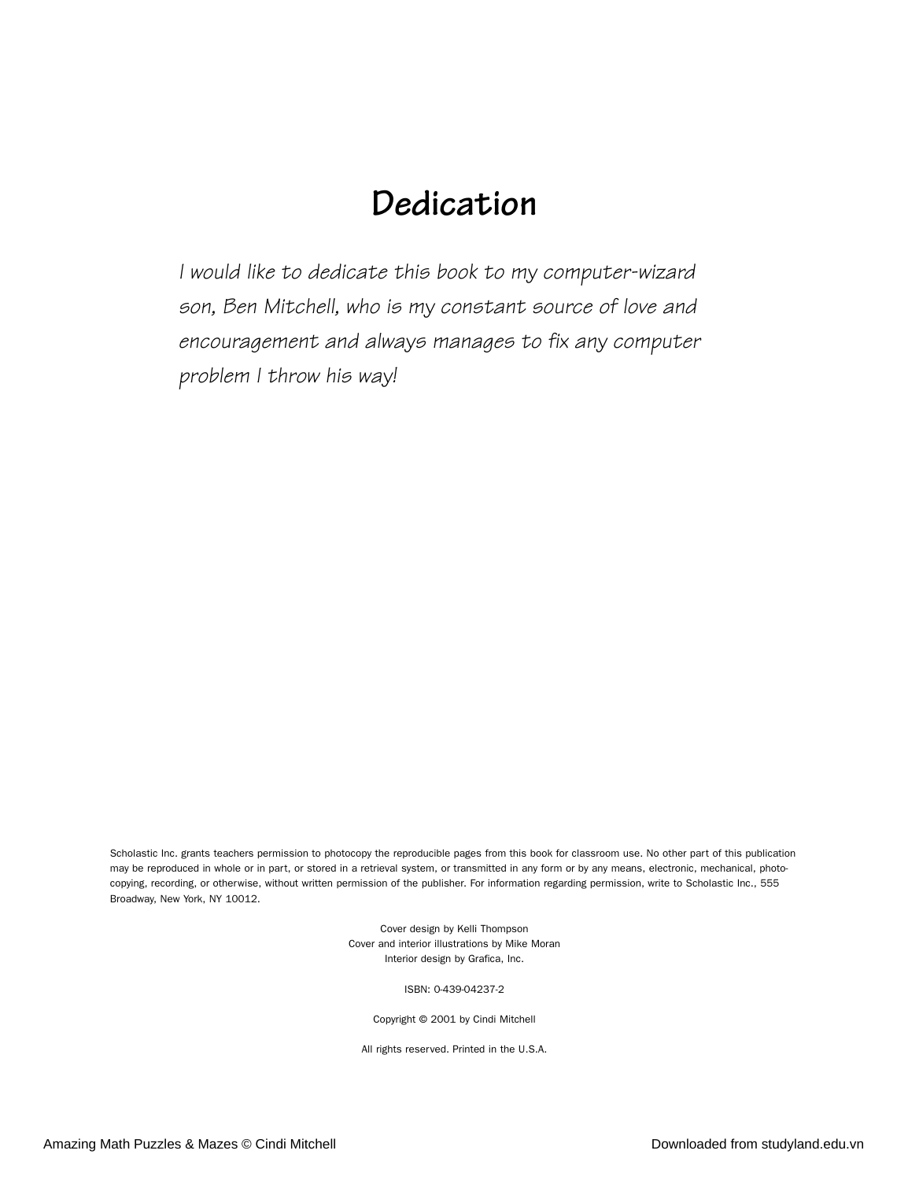# Dedication

*I would like to dedicate this book to my computer-wizard son, Ben Mitchell, who is my constant source of love and encouragement and always manages to fix any computer problem I throw his way!*

Scholastic Inc. grants teachers permission to photocopy the reproducible pages from this book for classroom use. No other part of this publication may be reproduced in whole or in part, or stored in a retrieval system, or transmitted in any form or by any means, electronic, mechanical, photo-copying, recording, or otherwise, without written permission of the publisher. For information regarding permission, write to Scholastic Inc., 555 Broadway, New York, NY 10012.

Cover design by Kelli Thompson
Cover and interior illustrations by Mike Moran
Interior design by Grafica, Inc.

ISBN: 0-439-04237-2

Copyright © 2001 by Cindi Mitchell

All rights reserved. Printed in the U.S.A.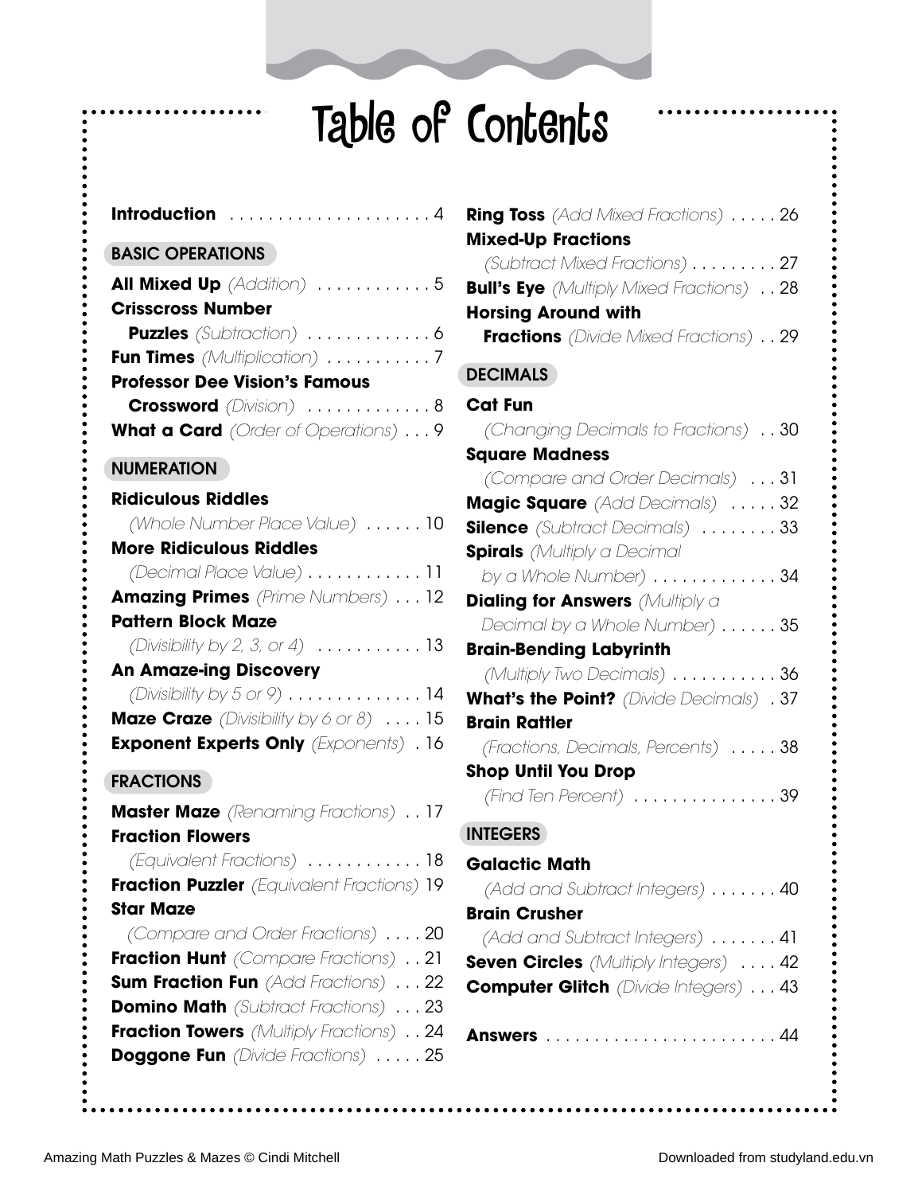# Table of Contents

**Introduction** . . . . . . . . . . . . . . . . . . . . . 4

## BASIC OPERATIONS

**All Mixed Up** *(Addition)* . . . . . . . . . . . . 5

**Crisscross Number Puzzles** *(Subtraction)* . . . . . . . . . . . . . 6

**Fun Times** *(Multiplication)* . . . . . . . . . . . 7

**Professor Dee Vision's Famous Crossword** *(Division)* . . . . . . . . . . . . . 8

**What a Card** *(Order of Operations)* . . . 9

## NUMERATION

**Ridiculous Riddles** *(Whole Number Place Value)* . . . . . . 10

**More Ridiculous Riddles** *(Decimal Place Value)* . . . . . . . . . . . . 11

**Amazing Primes** *(Prime Numbers)* . . . 12

**Pattern Block Maze** *(Divisibility by 2, 3, or 4)* . . . . . . . . . . . 13

**An Amaze-ing Discovery** *(Divisibility by 5 or 9)* . . . . . . . . . . . . . . 14

**Maze Craze** *(Divisibility by 6 or 8)* . . . . 15

**Exponent Experts Only** *(Exponents)* . 16

## FRACTIONS

**Master Maze** *(Renaming Fractions)* . . 17

**Fraction Flowers** *(Equivalent Fractions)* . . . . . . . . . . . . 18

**Fraction Puzzler** *(Equivalent Fractions)* 19

**Star Maze** *(Compare and Order Fractions)* . . . . 20

**Fraction Hunt** *(Compare Fractions)* . . 21

**Sum Fraction Fun** *(Add Fractions)* . . . 22

**Domino Math** *(Subtract Fractions)* . . . 23

**Fraction Towers** *(Multiply Fractions)* . . 24

**Doggone Fun** *(Divide Fractions)* . . . . . 25

**Ring Toss** *(Add Mixed Fractions)* . . . . . 26

**Mixed-Up Fractions** *(Subtract Mixed Fractions)* . . . . . . . . . 27

**Bull's Eye** *(Multiply Mixed Fractions)* . . 28

**Horsing Around with Fractions** *(Divide Mixed Fractions)* . . 29

## DECIMALS

**Cat Fun** *(Changing Decimals to Fractions)* . . 30

**Square Madness** *(Compare and Order Decimals)* . . . 31

**Magic Square** *(Add Decimals)* . . . . . 32

**Silence** *(Subtract Decimals)* . . . . . . . . 33

**Spirals** *(Multiply a Decimal by a Whole Number)* . . . . . . . . . . . . . 34

**Dialing for Answers** *(Multiply a Decimal by a Whole Number)* . . . . . . 35

**Brain-Bending Labyrinth** *(Multiply Two Decimals)* . . . . . . . . . . . 36

**What's the Point?** *(Divide Decimals)* . 37

**Brain Rattler** *(Fractions, Decimals, Percents)* . . . . . 38

**Shop Until You Drop** *(Find Ten Percent)* . . . . . . . . . . . . . . . 39

## INTEGERS

**Galactic Math** *(Add and Subtract Integers)* . . . . . . . 40

**Brain Crusher** *(Add and Subtract Integers)* . . . . . . . 41

**Seven Circles** *(Multiply Integers)* . . . . 42

**Computer Glitch** *(Divide Integers)* . . . 43

**Answers** . . . . . . . . . . . . . . . . . . . . . . . . 44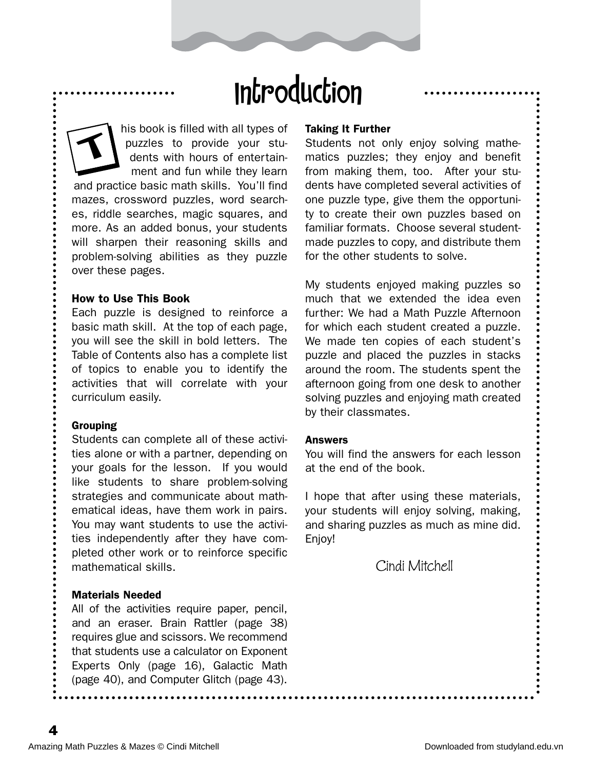# Introduction

This book is filled with all types of puzzles to provide your students with hours of entertainment and fun while they learn and practice basic math skills. You'll find mazes, crossword puzzles, word searches, riddle searches, magic squares, and more. As an added bonus, your students will sharpen their reasoning skills and problem-solving abilities as they puzzle over these pages.

**How to Use This Book**

Each puzzle is designed to reinforce a basic math skill. At the top of each page, you will see the skill in bold letters. The Table of Contents also has a complete list of topics to enable you to identify the activities that will correlate with your curriculum easily.

**Grouping**

Students can complete all of these activities alone or with a partner, depending on your goals for the lesson. If you would like students to share problem-solving strategies and communicate about mathematical ideas, have them work in pairs. You may want students to use the activities independently after they have completed other work or to reinforce specific mathematical skills.

**Materials Needed**

All of the activities require paper, pencil, and an eraser. Brain Rattler (page 38) requires glue and scissors. We recommend that students use a calculator on Exponent Experts Only (page 16), Galactic Math (page 40), and Computer Glitch (page 43).

**Taking It Further**

Students not only enjoy solving mathematics puzzles; they enjoy and benefit from making them, too. After your students have completed several activities of one puzzle type, give them the opportunity to create their own puzzles based on familiar formats. Choose several student-made puzzles to copy, and distribute them for the other students to solve.

My students enjoyed making puzzles so much that we extended the idea even further: We had a Math Puzzle Afternoon for which each student created a puzzle. We made ten copies of each student's puzzle and placed the puzzles in stacks around the room. The students spent the afternoon going from one desk to another solving puzzles and enjoying math created by their classmates.

**Answers**

You will find the answers for each lesson at the end of the book.

I hope that after using these materials, your students will enjoy solving, making, and sharing puzzles as much as mine did. Enjoy!

Cindi Mitchell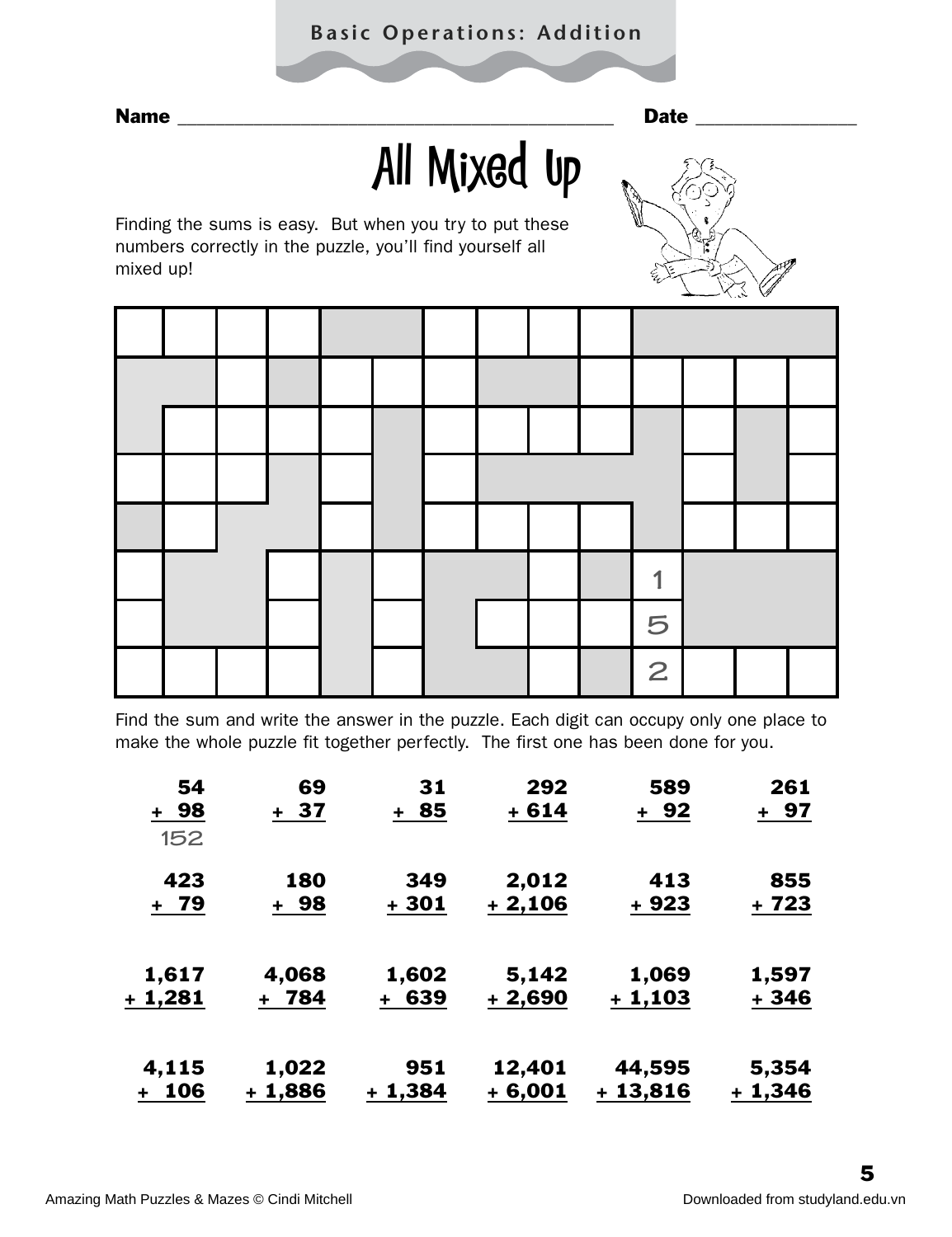# All Mixed Up

Name ______________________________ Date ______________

Finding the sums is easy. But when you try to put these numbers correctly in the puzzle, you'll find yourself all mixed up!

| | | | | | | | | | | | | | |
|---|---|---|---|---|---|---|---|---|---|---|---|---|---|
| | | | | | | | | | | | | | |
| | | | | | | | | | | | | | |
| | | | | | | | | | | | | | |
| | | | | | | | | | | | | | |
| | | | | | | | | | | | | | |
| | | | | | | | | | 1 | | | | |
| | | | | | | | | | 5 | | | | |
| | | | | | | | | | 2 | | | | |

Find the sum and write the answer in the puzzle. Each digit can occupy only one place to make the whole puzzle fit together perfectly. The first one has been done for you.

| | | | | | |
|---|---|---|---|---|---|
| 54 + 98 = 152 | 69 + 37 | 31 + 85 | 292 + 614 | 589 + 92 | 261 + 97 |
| 423 + 79 | 180 + 98 | 349 + 301 | 2,012 + 2,106 | 413 + 923 | 855 + 723 |
| 1,617 + 1,281 | 4,068 + 784 | 1,602 + 639 | 5,142 + 2,690 | 1,069 + 1,103 | 1,597 + 346 |
| 4,115 + 106 | 1,022 + 1,886 | 951 + 1,384 | 12,401 + 6,001 | 44,595 + 13,816 | 5,354 + 1,346 |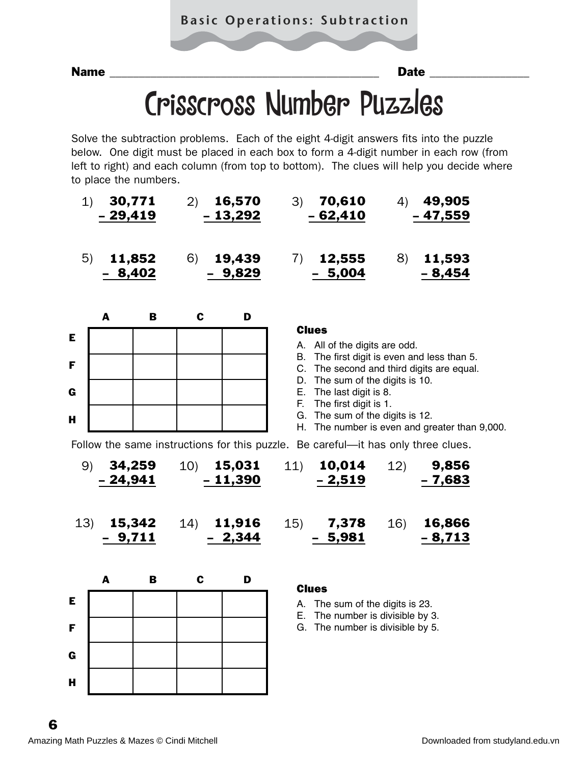Basic Operations: Subtraction

**Name** ______________________________ **Date** ______________

# Crisscross Number Puzzles

Solve the subtraction problems. Each of the eight 4-digit answers fits into the puzzle below. One digit must be placed in each box to form a 4-digit number in each row (from left to right) and each column (from top to bottom). The clues will help you decide where to place the numbers.

1) **30,771 – 29,419**

2) **16,570 – 13,292**

3) **70,610 – 62,410**

4) **49,905 – 47,559**

5) **11,852 – 8,402**

6) **19,439 – 9,829**

7) **12,555 – 5,004**

8) **11,593 – 8,454**

| | **A** | **B** | **C** | **D** |
|---|---|---|---|---|
| **E** | | | | |
| **F** | | | | |
| **G** | | | | |
| **H** | | | | |

**Clues**

A. All of the digits are odd.
B. The first digit is even and less than 5.
C. The second and third digits are equal.
D. The sum of the digits is 10.
E. The last digit is 8.
F. The first digit is 1.
G. The sum of the digits is 12.
H. The number is even and greater than 9,000.

Follow the same instructions for this puzzle. Be careful—it has only three clues.

9) **34,259 – 24,941**

10) **15,031 – 11,390**

11) **10,014 – 2,519**

12) **9,856 – 7,683**

13) **15,342 – 9,711**

14) **11,916 – 2,344**

15) **7,378 – 5,981**

16) **16,866 – 8,713**

| | **A** | **B** | **C** | **D** |
|---|---|---|---|---|
| **E** | | | | |
| **F** | | | | |
| **G** | | | | |
| **H** | | | | |

**Clues**

A. The sum of the digits is 23.
E. The number is divisible by 3.
G. The number is divisible by 5.

Amazing Math Puzzles & Mazes © Cindi Mitchell

Downloaded from studyland.edu.vn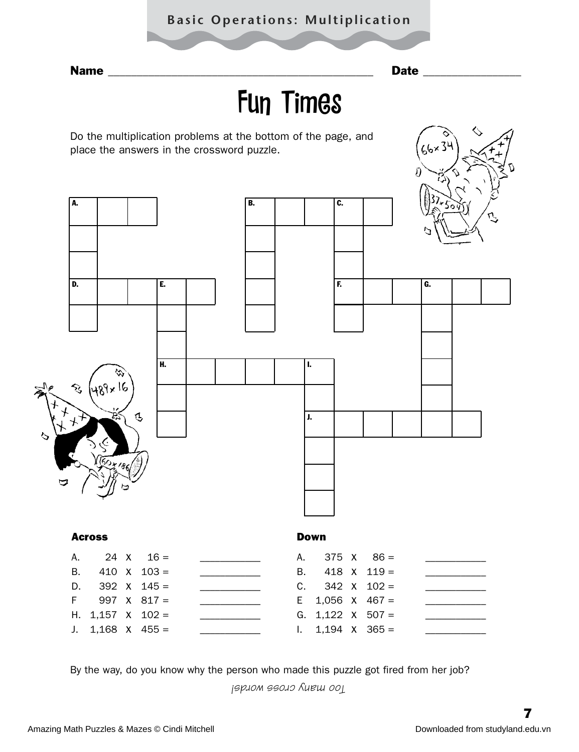## Basic Operations: Multiplication

**Name** ______________________________________ **Date** ______________

# Fun Times

Do the multiplication problems at the bottom of the page, and place the answers in the crossword puzzle.

**Across**

| | | | | | |
|---|---|---|---|---|---|
| A. | 24 | X | 16 = | | __________ |
| B. | 410 | X | 103 = | | __________ |
| D. | 392 | X | 145 = | | __________ |
| F | 997 | X | 817 = | | __________ |
| H. | 1,157 | X | 102 = | | __________ |
| J. | 1,168 | X | 455 = | | __________ |

**Down**

| | | | | | |
|---|---|---|---|---|---|
| A. | 375 | X | 86 = | | __________ |
| B. | 418 | X | 119 = | | __________ |
| C. | 342 | X | 102 = | | __________ |
| E | 1,056 | X | 467 = | | __________ |
| G. | 1,122 | X | 507 = | | __________ |
| I. | 1,194 | X | 365 = | | __________ |

By the way, do you know why the person who made this puzzle got fired from her job?

*Too many cross words!*

Amazing Math Puzzles & Mazes © Cindi Mitchell

Downloaded from studyland.edu.vn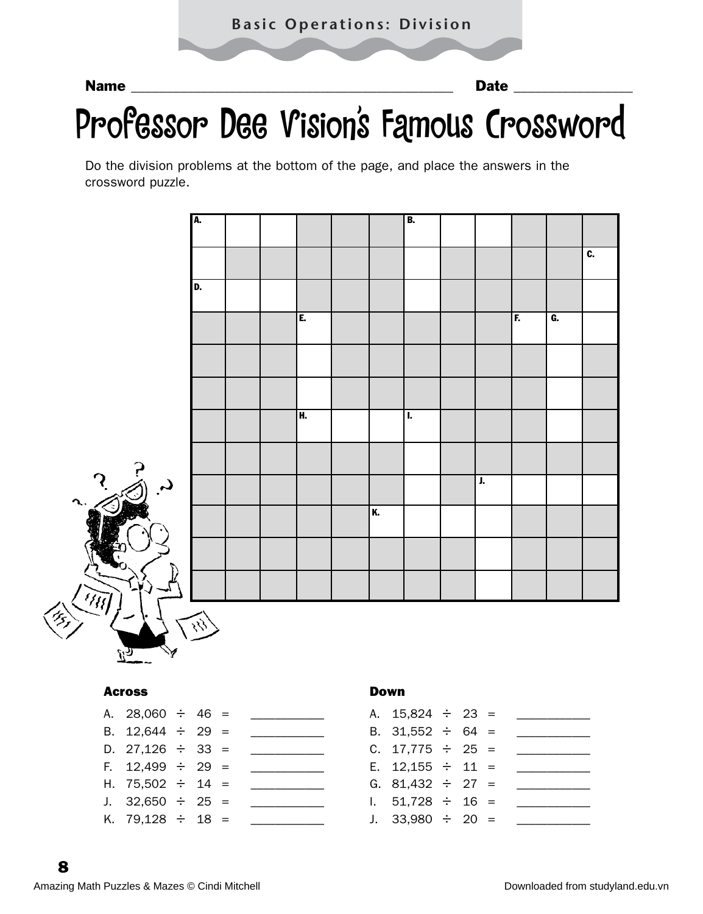Name ______________________________ Date ______________

# Professor Dee Vision's Famous Crossword

Do the division problems at the bottom of the page, and place the answers in the crossword puzzle.

**Across**

A. 28,060 ÷ 46 = __________

B. 12,644 ÷ 29 = __________

D. 27,126 ÷ 33 = __________

F. 12,499 ÷ 29 = __________

H. 75,502 ÷ 14 = __________

J. 32,650 ÷ 25 = __________

K. 79,128 ÷ 18 = __________

**Down**

A. 15,824 ÷ 23 = __________

B. 31,552 ÷ 64 = __________

C. 17,775 ÷ 25 = __________

E. 12,155 ÷ 11 = __________

G. 81,432 ÷ 27 = __________

I. 51,728 ÷ 16 = __________

J. 33,980 ÷ 20 = __________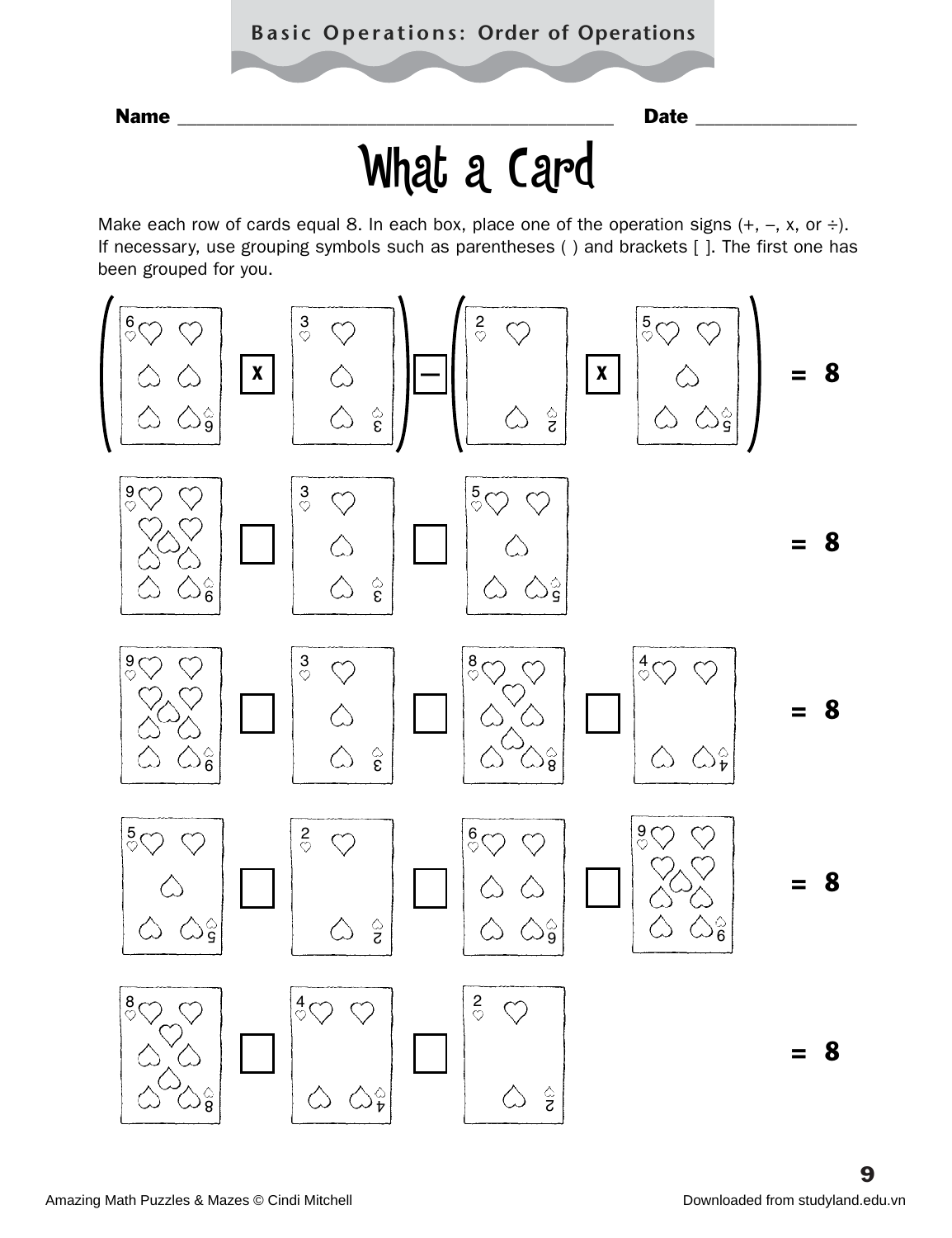# What a Card

Name ______________________________ Date ______________

Make each row of cards equal 8. In each box, place one of the operation signs (+, –, x, or ÷). If necessary, use grouping symbols such as parentheses ( ) and brackets [ ]. The first one has been grouped for you.

( 6 **x** 3 ) **–** ( 2 **x** 5 ) = 8

9 ☐ 3 ☐ 5 = 8

9 ☐ 3 ☐ 8 ☐ 4 = 8

5 ☐ 2 ☐ 6 ☐ 9 = 8

8 ☐ 4 ☐ 2 = 8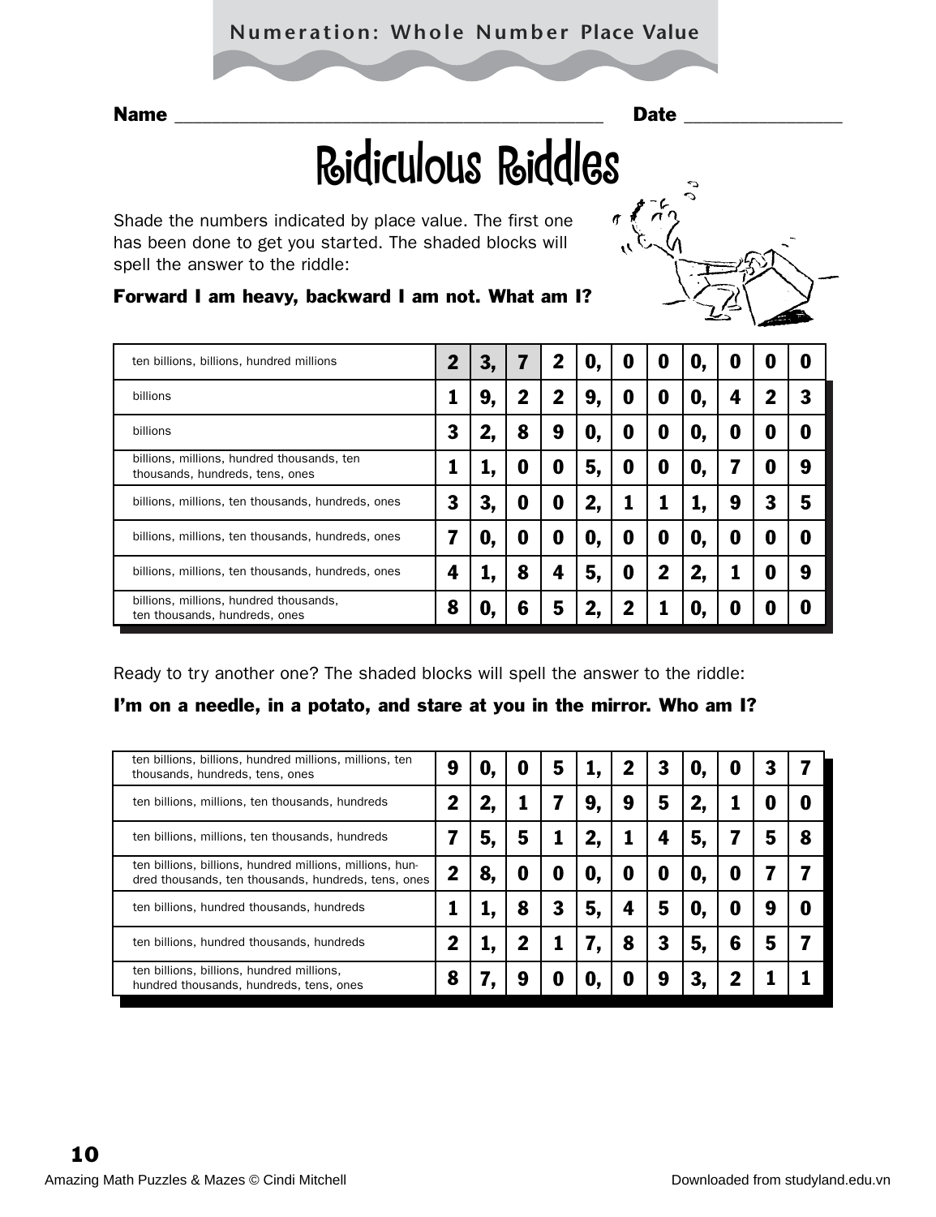Numeration: Whole Number Place Value

Name ______________________________ Date ______________

# Ridiculous Riddles

Shade the numbers indicated by place value. The first one has been done to get you started. The shaded blocks will spell the answer to the riddle:

**Forward I am heavy, backward I am not. What am I?**

| | | | | | | | | | | | |
|---|---|---|---|---|---|---|---|---|---|---|---|
| ten billions, billions, hundred millions | 2 | 3, | 7 | 2 | 0, | 0 | 0 | 0, | 0 | 0 | 0 |
| billions | 1 | 9, | 2 | 2 | 9, | 0 | 0 | 0, | 4 | 2 | 3 |
| billions | 3 | 2, | 8 | 9 | 0, | 0 | 0 | 0, | 0 | 0 | 0 |
| billions, millions, hundred thousands, ten thousands, hundreds, tens, ones | 1 | 1, | 0 | 0 | 5, | 0 | 0 | 0, | 7 | 0 | 9 |
| billions, millions, ten thousands, hundreds, ones | 3 | 3, | 0 | 0 | 2, | 1 | 1 | 1, | 9 | 3 | 5 |
| billions, millions, ten thousands, hundreds, ones | 7 | 0, | 0 | 0 | 0, | 0 | 0 | 0, | 0 | 0 | 0 |
| billions, millions, ten thousands, hundreds, ones | 4 | 1, | 8 | 4 | 5, | 0 | 2 | 2, | 1 | 0 | 9 |
| billions, millions, hundred thousands, ten thousands, hundreds, ones | 8 | 0, | 6 | 5 | 2, | 2 | 1 | 0, | 0 | 0 | 0 |

Ready to try another one? The shaded blocks will spell the answer to the riddle:

**I'm on a needle, in a potato, and stare at you in the mirror. Who am I?**

| | | | | | | | | | | | |
|---|---|---|---|---|---|---|---|---|---|---|---|
| ten billions, billions, hundred millions, millions, ten thousands, hundreds, tens, ones | 9 | 0, | 0 | 5 | 1, | 2 | 3 | 0, | 0 | 3 | 7 |
| ten billions, millions, ten thousands, hundreds | 2 | 2, | 1 | 7 | 9, | 9 | 5 | 2, | 1 | 0 | 0 |
| ten billions, millions, ten thousands, hundreds | 7 | 5, | 5 | 1 | 2, | 1 | 4 | 5, | 7 | 5 | 8 |
| ten billions, billions, hundred millions, millions, hundred thousands, ten thousands, hundreds, tens, ones | 2 | 8, | 0 | 0 | 0, | 0 | 0 | 0, | 0 | 7 | 7 |
| ten billions, hundred thousands, hundreds | 1 | 1, | 8 | 3 | 5, | 4 | 5 | 0, | 0 | 9 | 0 |
| ten billions, hundred thousands, hundreds | 2 | 1, | 2 | 1 | 7, | 8 | 3 | 5, | 6 | 5 | 7 |
| ten billions, billions, hundred millions, hundred thousands, hundreds, tens, ones | 8 | 7, | 9 | 0 | 0, | 0 | 9 | 3, | 2 | 1 | 1 |

Amazing Math Puzzles & Mazes © Cindi Mitchell

Downloaded from studyland.edu.vn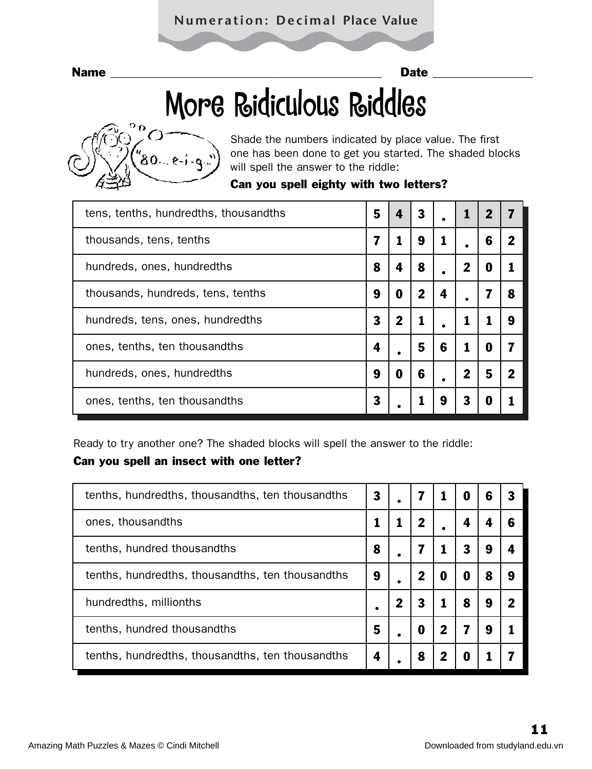Name ______________________________ Date ______________

# More Ridiculous Riddles

Shade the numbers indicated by place value. The first one has been done to get you started. The shaded blocks will spell the answer to the riddle:

**Can you spell eighty with two letters?**

| | | | | | | | |
|---|---|---|---|---|---|---|---|
| tens, tenths, hundredths, thousandths | **5** | **4** | **3** | **.** | **1** | **2** | **7** |
| thousands, tens, tenths | **7** | **1** | **9** | **1** | **.** | **6** | **2** |
| hundreds, ones, hundredths | **8** | **4** | **8** | **.** | **2** | **0** | **1** |
| thousands, hundreds, tens, tenths | **9** | **0** | **2** | **4** | **.** | **7** | **8** |
| hundreds, tens, ones, hundredths | **3** | **2** | **1** | **.** | **1** | **1** | **9** |
| ones, tenths, ten thousandths | **4** | **.** | **5** | **6** | **1** | **0** | **7** |
| hundreds, ones, hundredths | **9** | **0** | **6** | **.** | **2** | **5** | **2** |
| ones, tenths, ten thousandths | **3** | **.** | **1** | **9** | **3** | **0** | **1** |

Ready to try another one? The shaded blocks will spell the answer to the riddle:

**Can you spell an insect with one letter?**

| | | | | | | | |
|---|---|---|---|---|---|---|---|
| tenths, hundredths, thousandths, ten thousandths | **3** | **.** | **7** | **1** | **0** | **6** | **3** |
| ones, thousandths | **1** | **1** | **2** | **.** | **4** | **4** | **6** |
| tenths, hundred thousandths | **8** | **.** | **7** | **1** | **3** | **9** | **4** |
| tenths, hundredths, thousandths, ten thousandths | **9** | **.** | **2** | **0** | **0** | **8** | **9** |
| hundredths, millionths | **.** | **2** | **3** | **1** | **8** | **9** | **2** |
| tenths, hundred thousandths | **5** | **.** | **0** | **2** | **7** | **9** | **1** |
| tenths, hundredths, thousandths, ten thousandths | **4** | **.** | **8** | **2** | **0** | **1** | **7** |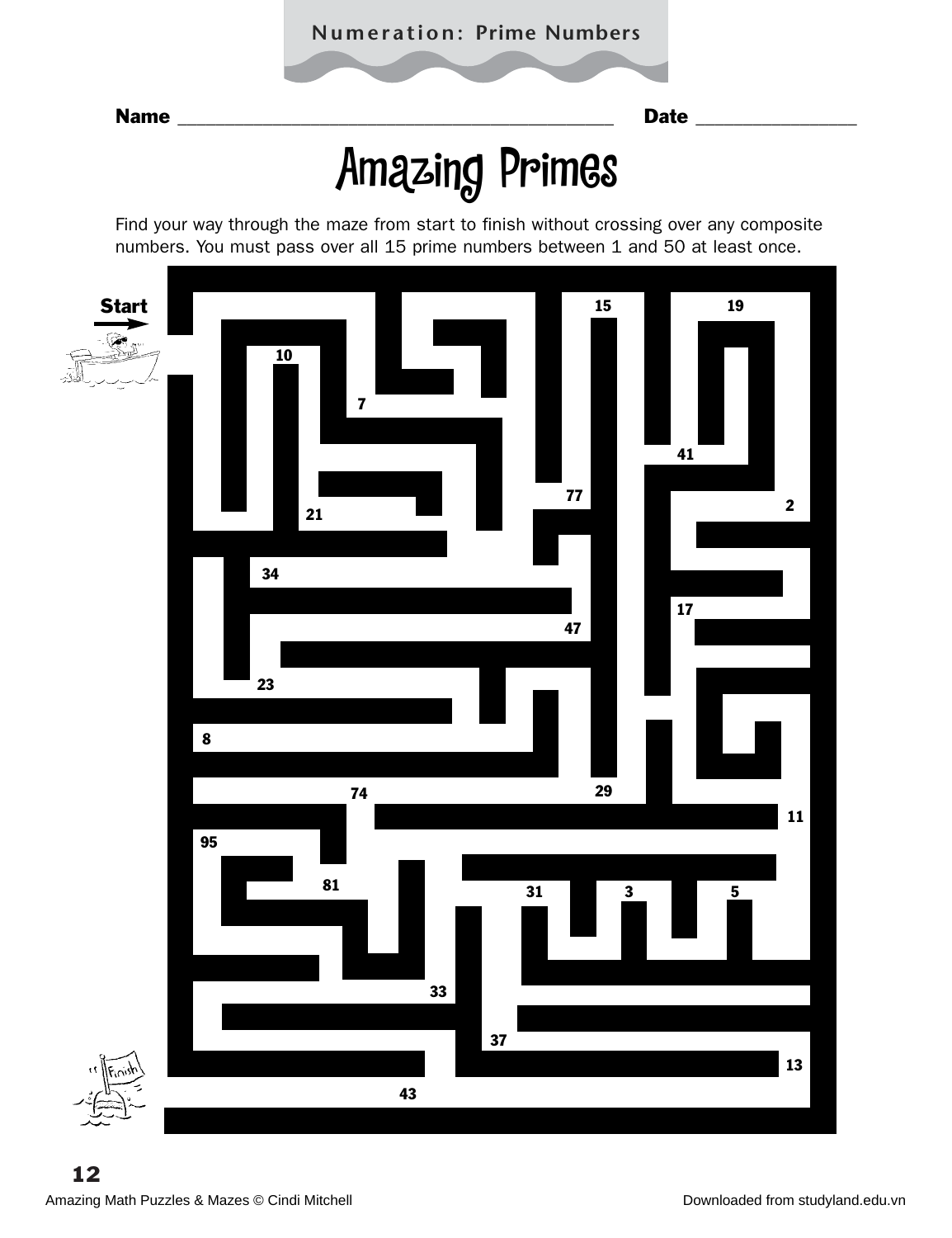Numeration: Prime Numbers

Name ________________________________________ Date ______________

# Amazing Primes

Find your way through the maze from start to finish without crossing over any composite numbers. You must pass over all 15 prime numbers between 1 and 50 at least once.

Start

15 19 10 7 41 77 2 21 34 17 47 23 8 29 74 11 95 81 31 3 5 33 37 13 43

Finish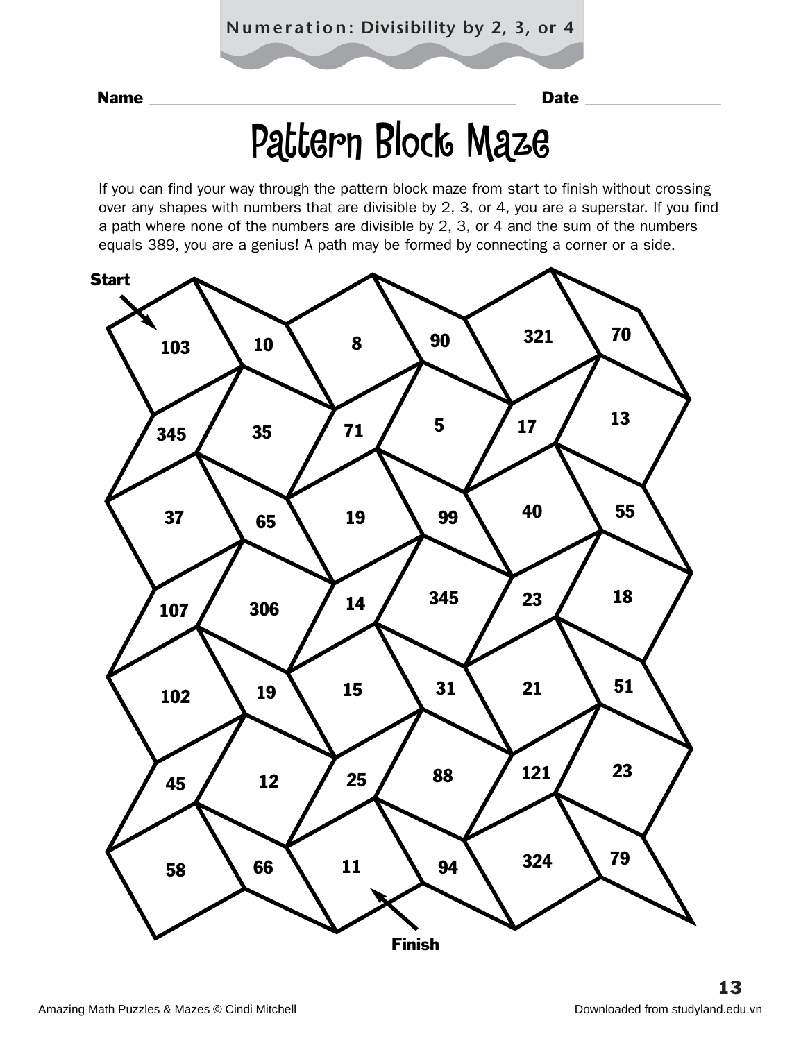Numeration: Divisibility by 2, 3, or 4

**Name** ______________________________ **Date** ______________

# Pattern Block Maze

If you can find your way through the pattern block maze from start to finish without crossing over any shapes with numbers that are divisible by 2, 3, or 4, you are a superstar. If you find a path where none of the numbers are divisible by 2, 3, or 4 and the sum of the numbers equals 389, you are a genius! A path may be formed by connecting a corner or a side.

**Start**

| | | | | | |
|---|---|---|---|---|---|
| 103 | 10 | 8 | 90 | 321 | 70 |
| 345 | 35 | 71 | 5 | 17 | 13 |
| 37 | 65 | 19 | 99 | 40 | 55 |
| 107 | 306 | 14 | 345 | 23 | 18 |
| 102 | 19 | 15 | 31 | 21 | 51 |
| 45 | 12 | 25 | 88 | 121 | 23 |
| 58 | 66 | 11 | 94 | 324 | 79 |

**Finish**

Amazing Math Puzzles & Mazes © Cindi Mitchell

Downloaded from studyland.edu.vn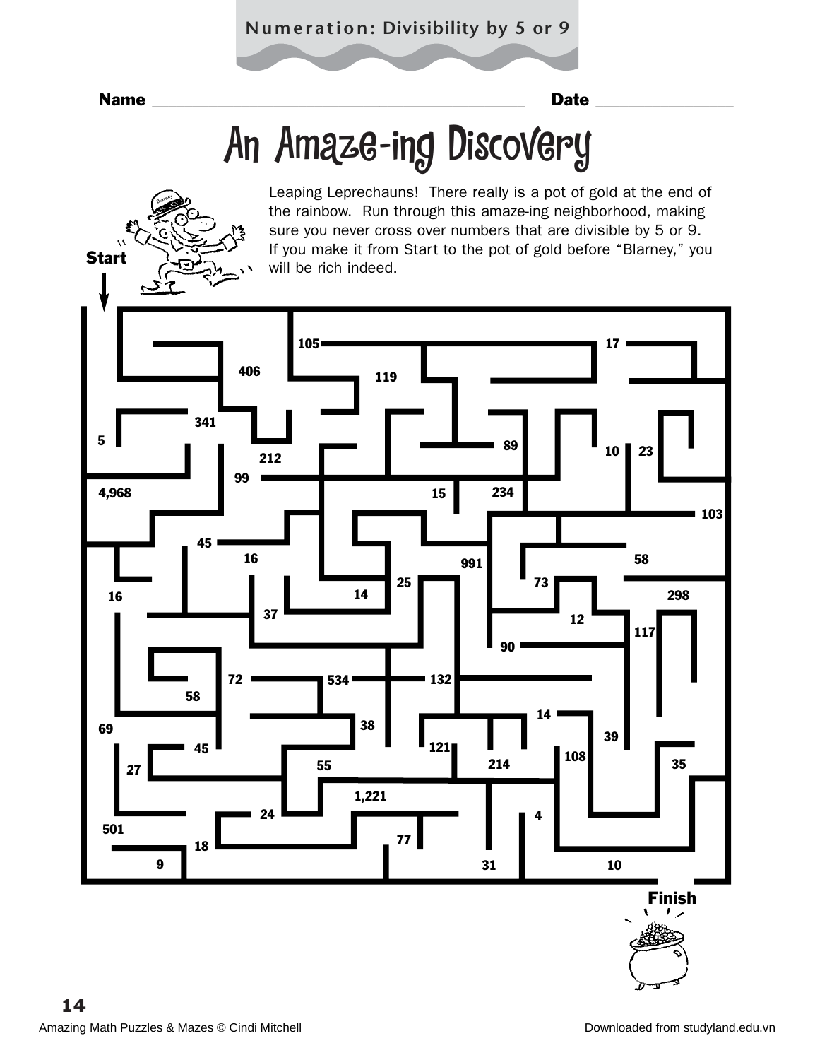Numeration: Divisibility by 5 or 9

Name ________________________________________ Date ______________

# An Amaze-ing Discovery

Leaping Leprechauns! There really is a pot of gold at the end of the rainbow. Run through this amaze-ing neighborhood, making sure you never cross over numbers that are divisible by 5 or 9. If you make it from Start to the pot of gold before "Blarney," you will be rich indeed.

Start

105 17 406 119 341 5 89 10 23 212 99 4,968 15 234 103 45 16 991 58 25 73 298 16 14 37 12 117 90 72 534 132 58 14 38 69 39 45 121 108 27 55 214 35 1,221 24 4 501 77 18 9 31 10

Finish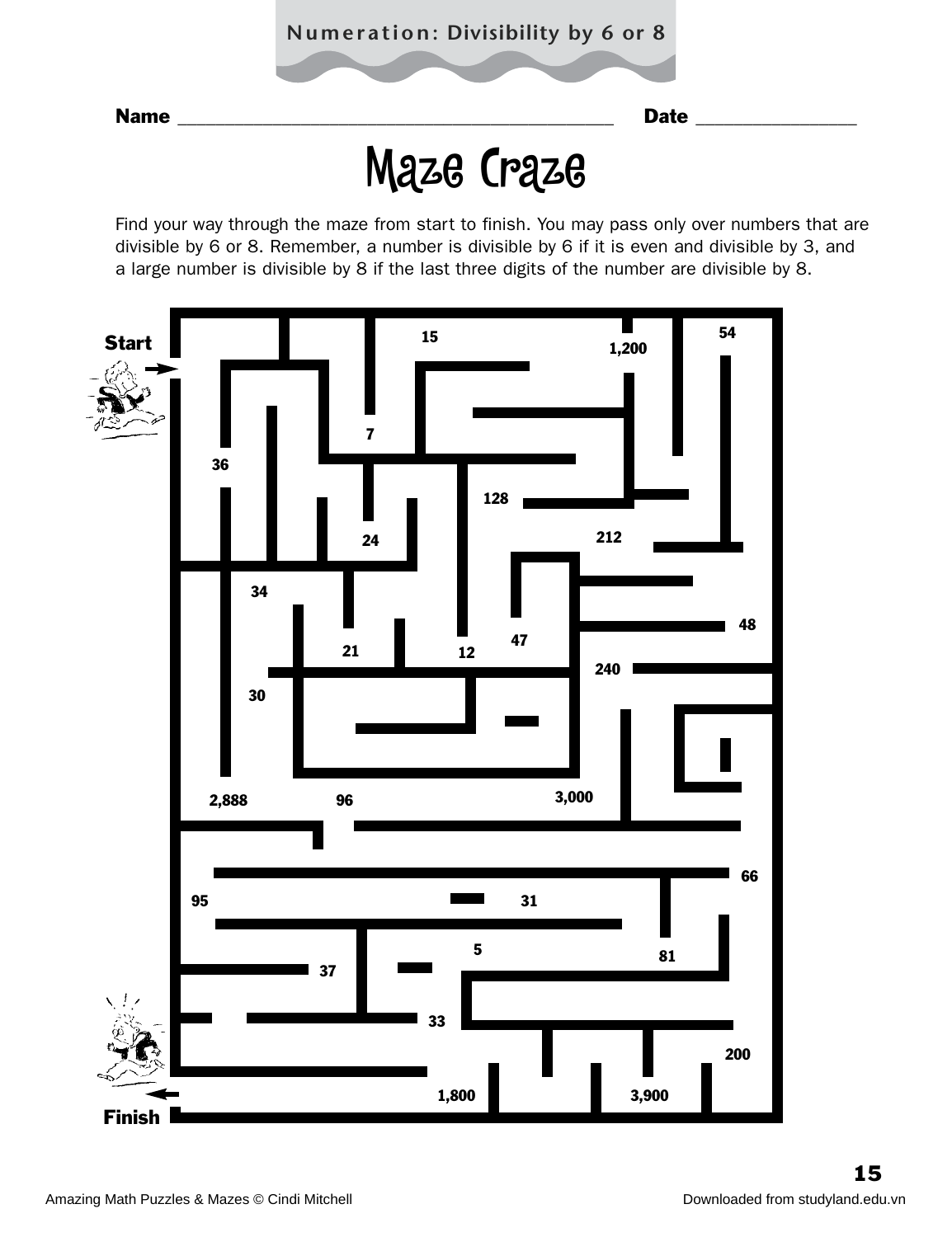# Maze Craze

Name ______________________________ Date ______________

Find your way through the maze from start to finish. You may pass only over numbers that are divisible by 6 or 8. Remember, a number is divisible by 6 if it is even and divisible by 3, and a large number is divisible by 8 if the last three digits of the number are divisible by 8.

Start

15

1,200

54

7

36

128

212

24

34

48

21

12

47

240

30

2,888

96

3,000

66

95

31

5

81

37

33

200

1,800

3,900

Finish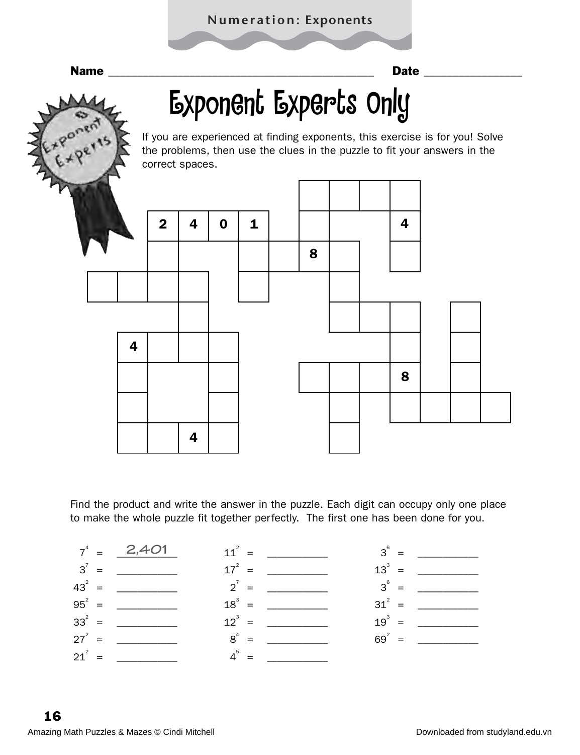# Exponent Experts Only

Name ______________________________ Date ______________

If you are experienced at finding exponents, this exercise is for you! Solve the problems, then use the clues in the puzzle to fit your answers in the correct spaces.

Find the product and write the answer in the puzzle. Each digit can occupy only one place to make the whole puzzle fit together perfectly. The first one has been done for you.

| | | |
|---|---|---|
| $7^4$ = 2,401 | $11^2$ = __________ | $3^6$ = __________ |
| $3^7$ = __________ | $17^2$ = __________ | $13^3$ = __________ |
| $43^2$ = __________ | $2^7$ = __________ | $3^6$ = __________ |
| $95^2$ = __________ | $18^3$ = __________ | $31^2$ = __________ |
| $33^2$ = __________ | $12^3$ = __________ | $19^3$ = __________ |
| $27^2$ = __________ | $8^4$ = __________ | $69^2$ = __________ |
| $21^2$ = __________ | $4^5$ = __________ | |

Amazing Math Puzzles & Mazes © Cindi Mitchell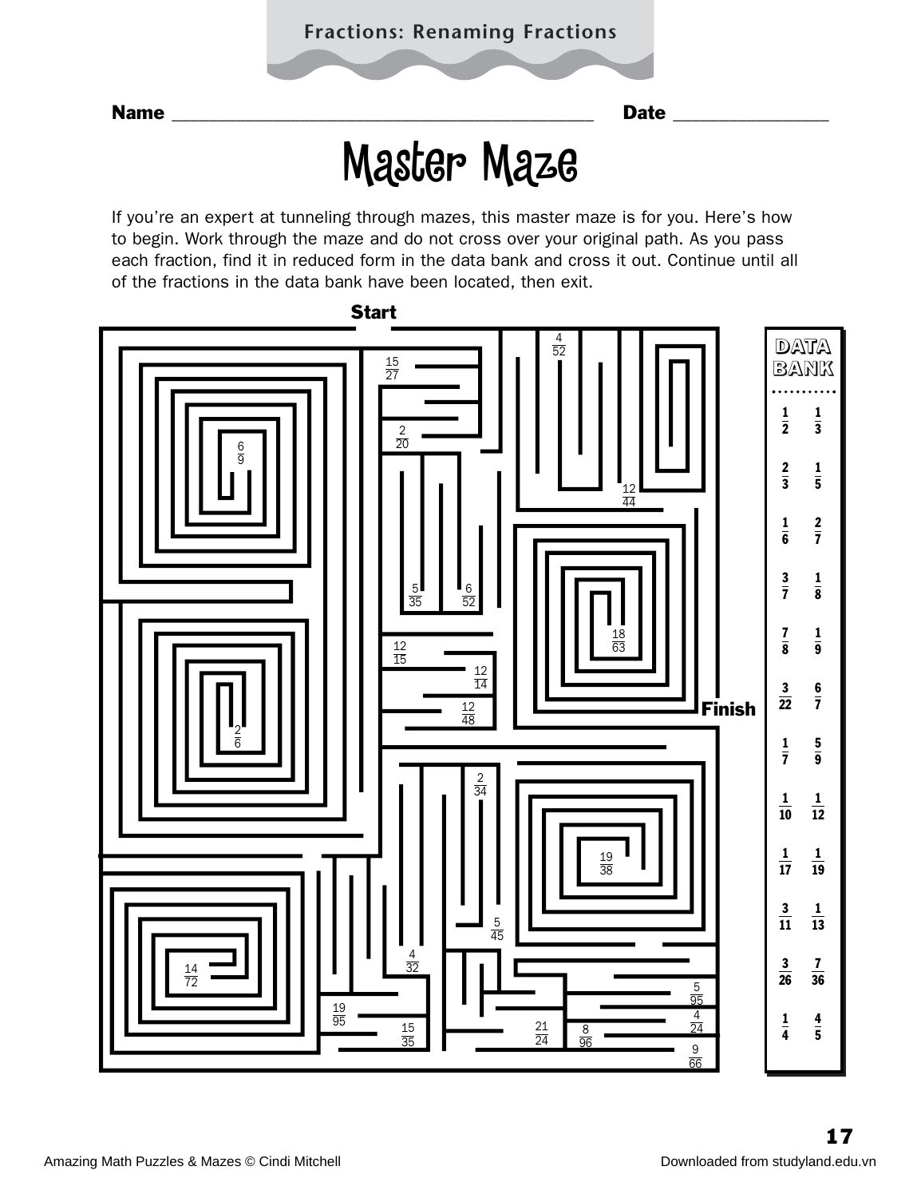# Master Maze

Name ______________________________ Date ______________

If you're an expert at tunneling through mazes, this master maze is for you. Here's how to begin. Work through the maze and do not cross over your original path. As you pass each fraction, find it in reduced form in the data bank and cross it out. Continue until all of the fractions in the data bank have been located, then exit.

**Start**

Fractions in the maze: $\frac{4}{52}$, $\frac{15}{27}$, $\frac{2}{20}$, $\frac{6}{9}$, $\frac{12}{44}$, $\frac{5}{35}$, $\frac{6}{52}$, $\frac{18}{63}$, $\frac{12}{15}$, $\frac{12}{14}$, $\frac{12}{48}$, $\frac{2}{6}$, $\frac{2}{34}$, $\frac{19}{38}$, $\frac{5}{45}$, $\frac{4}{32}$, $\frac{14}{72}$, $\frac{5}{95}$, $\frac{19}{95}$, $\frac{4}{24}$, $\frac{15}{35}$, $\frac{21}{24}$, $\frac{8}{96}$, $\frac{9}{66}$

**Finish**

## DATA BANK

| | |
|---|---|
| $\frac{1}{2}$ | $\frac{1}{3}$ |
| $\frac{2}{3}$ | $\frac{1}{5}$ |
| $\frac{1}{6}$ | $\frac{2}{7}$ |
| $\frac{3}{7}$ | $\frac{1}{8}$ |
| $\frac{7}{8}$ | $\frac{1}{9}$ |
| $\frac{3}{22}$ | $\frac{6}{7}$ |
| $\frac{1}{7}$ | $\frac{5}{9}$ |
| $\frac{1}{10}$ | $\frac{1}{12}$ |
| $\frac{1}{17}$ | $\frac{1}{19}$ |
| $\frac{3}{11}$ | $\frac{1}{13}$ |
| $\frac{3}{26}$ | $\frac{7}{36}$ |
| $\frac{1}{4}$ | $\frac{4}{5}$ |

Amazing Math Puzzles & Mazes © Cindi Mitchell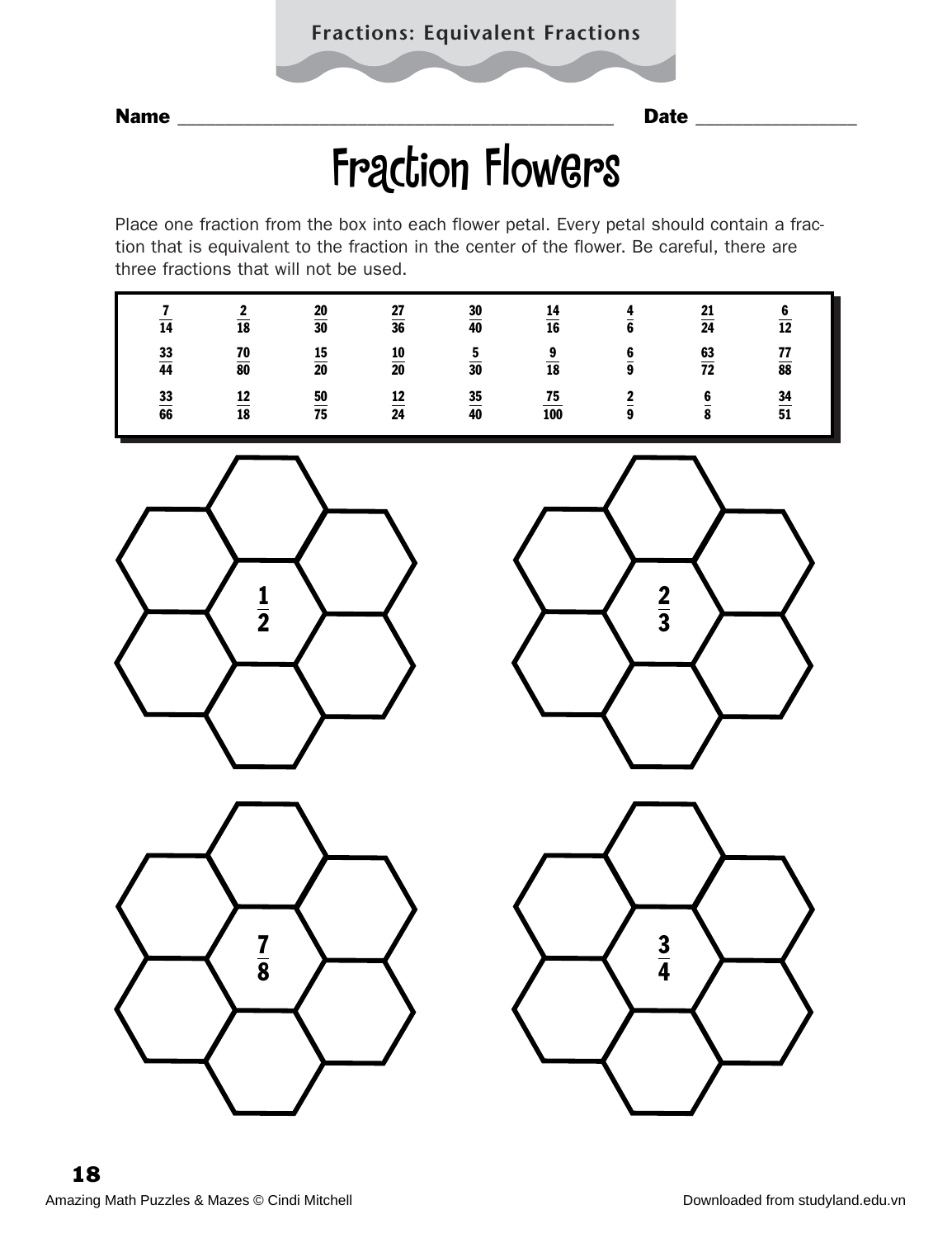Fractions: Equivalent Fractions

Name ______________________________ Date ______________

# Fraction Flowers

Place one fraction from the box into each flower petal. Every petal should contain a fraction that is equivalent to the fraction in the center of the flower. Be careful, there are three fractions that will not be used.

| | | | | | | | | |
|---|---|---|---|---|---|---|---|---|
| $\frac{7}{14}$ | $\frac{2}{18}$ | $\frac{20}{30}$ | $\frac{27}{36}$ | $\frac{30}{40}$ | $\frac{14}{16}$ | $\frac{4}{6}$ | $\frac{21}{24}$ | $\frac{6}{12}$ |
| $\frac{33}{44}$ | $\frac{70}{80}$ | $\frac{15}{20}$ | $\frac{10}{20}$ | $\frac{5}{30}$ | $\frac{9}{18}$ | $\frac{6}{9}$ | $\frac{63}{72}$ | $\frac{77}{88}$ |
| $\frac{33}{66}$ | $\frac{12}{18}$ | $\frac{50}{75}$ | $\frac{12}{24}$ | $\frac{35}{40}$ | $\frac{75}{100}$ | $\frac{2}{9}$ | $\frac{6}{8}$ | $\frac{34}{51}$ |

$\frac{1}{2}$

$\frac{2}{3}$

$\frac{7}{8}$

$\frac{3}{4}$

Amazing Math Puzzles & Mazes © Cindi Mitchell

Downloaded from studyland.edu.vn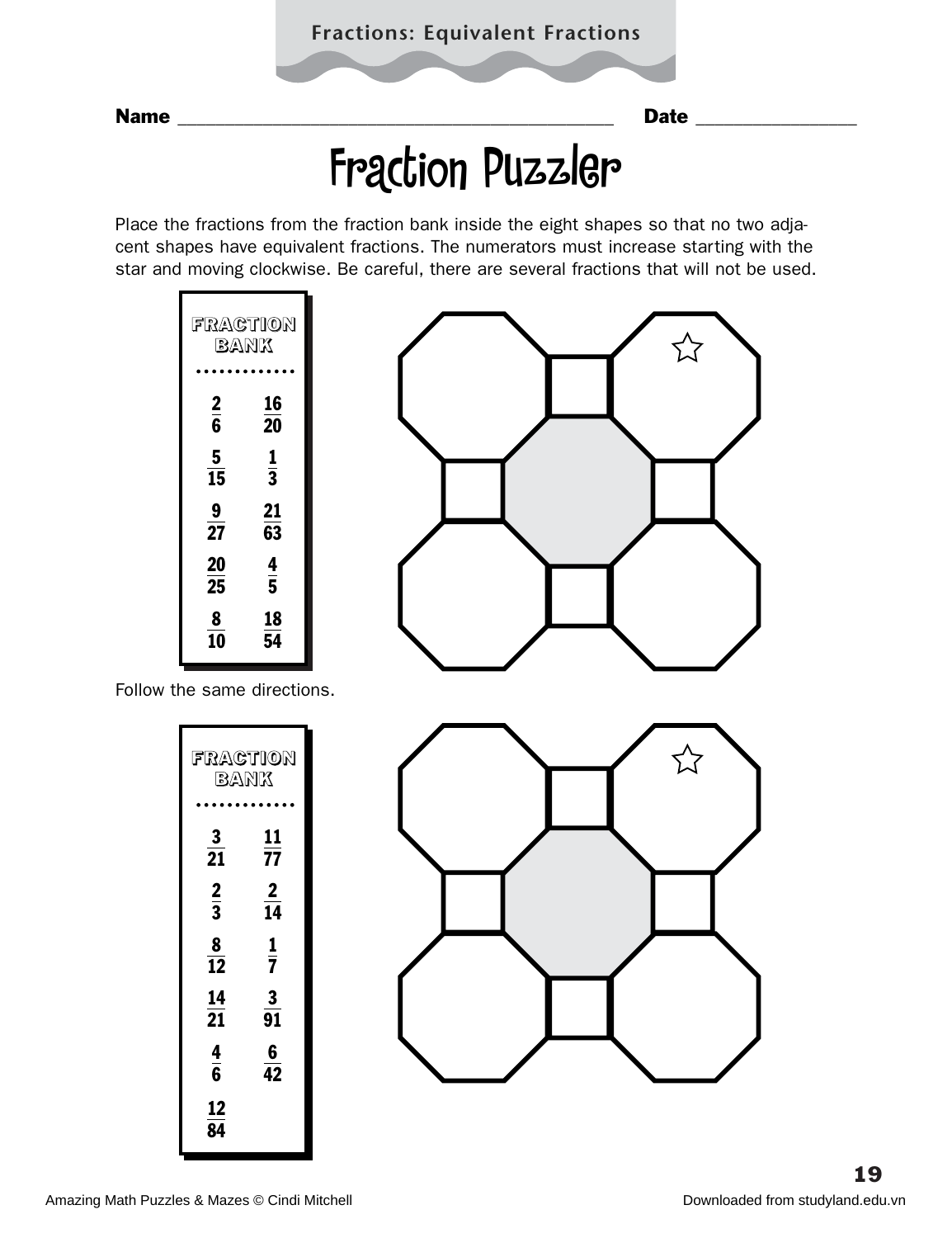Fractions: Equivalent Fractions

**Name** ______________________________________ **Date** _______________

# Fraction Puzzler

Place the fractions from the fraction bank inside the eight shapes so that no two adjacent shapes have equivalent fractions. The numerators must increase starting with the star and moving clockwise. Be careful, there are several fractions that will not be used.

**FRACTION BANK**

| | |
|---|---|
| $\frac{2}{6}$ | $\frac{16}{20}$ |
| $\frac{5}{15}$ | $\frac{1}{3}$ |
| $\frac{9}{27}$ | $\frac{21}{63}$ |
| $\frac{20}{25}$ | $\frac{4}{5}$ |
| $\frac{8}{10}$ | $\frac{18}{54}$ |

Follow the same directions.

**FRACTION BANK**

| | |
|---|---|
| $\frac{3}{21}$ | $\frac{11}{77}$ |
| $\frac{2}{3}$ | $\frac{2}{14}$ |
| $\frac{8}{12}$ | $\frac{1}{7}$ |
| $\frac{14}{21}$ | $\frac{3}{91}$ |
| $\frac{4}{6}$ | $\frac{6}{42}$ |
| $\frac{12}{84}$ | |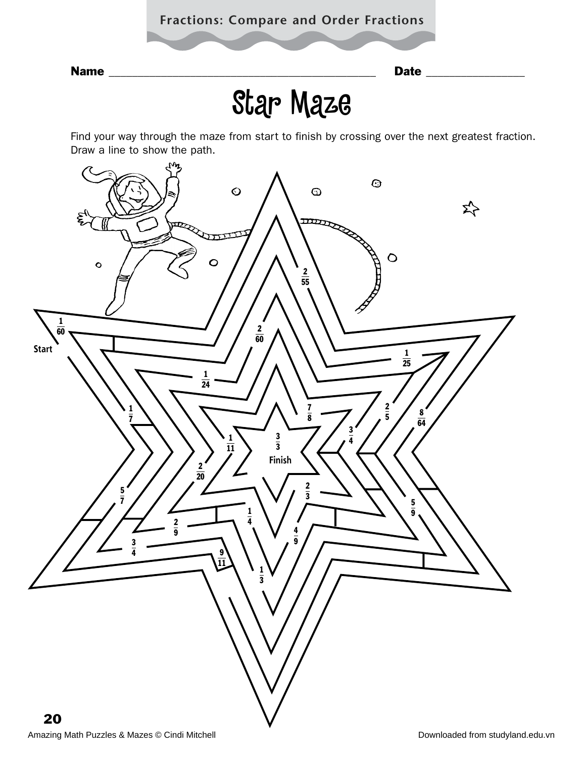# Star Maze

Name ______________________________________ Date _______________

Find your way through the maze from start to finish by crossing over the next greatest fraction. Draw a line to show the path.

Start

$\frac{1}{60}$ $\frac{2}{60}$ $\frac{2}{55}$ $\frac{1}{25}$ $\frac{1}{24}$ $\frac{1}{7}$ $\frac{7}{8}$ $\frac{2}{5}$ $\frac{8}{64}$ $\frac{3}{4}$ $\frac{1}{11}$ $\frac{3}{3}$ $\frac{2}{20}$ $\frac{5}{7}$ $\frac{2}{3}$ $\frac{5}{9}$ $\frac{1}{4}$ $\frac{2}{9}$ $\frac{4}{9}$ $\frac{3}{4}$ $\frac{9}{11}$ $\frac{1}{3}$

Finish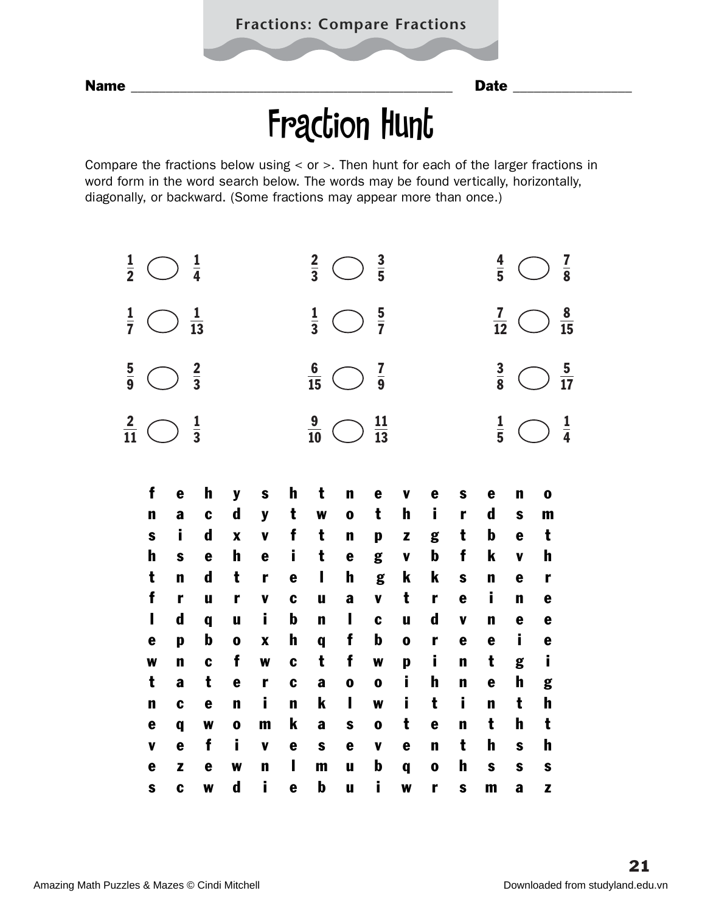Fractions: Compare Fractions

Name ____________________________________________ Date ________________

# Fraction Hunt

Compare the fractions below using < or >. Then hunt for each of the larger fractions in word form in the word search below. The words may be found vertically, horizontally, diagonally, or backward. (Some fractions may appear more than once.)

| | | |
|---|---|---|
| $\frac{1}{2}$ ◯ $\frac{1}{4}$ | $\frac{2}{3}$ ◯ $\frac{3}{5}$ | $\frac{4}{5}$ ◯ $\frac{7}{8}$ |
| $\frac{1}{7}$ ◯ $\frac{1}{13}$ | $\frac{1}{3}$ ◯ $\frac{5}{7}$ | $\frac{7}{12}$ ◯ $\frac{8}{15}$ |
| $\frac{5}{9}$ ◯ $\frac{2}{3}$ | $\frac{6}{15}$ ◯ $\frac{7}{9}$ | $\frac{3}{8}$ ◯ $\frac{5}{17}$ |
| $\frac{2}{11}$ ◯ $\frac{1}{3}$ | $\frac{9}{10}$ ◯ $\frac{11}{13}$ | $\frac{1}{5}$ ◯ $\frac{1}{4}$ |

```
f e h y s h t n e v e s e n o
n a c d y t w o t h i r d s m
s i d x v f t n p z g t b e t
h s e h e i t e g v b f k v h
t n d t r e l h g k k s n e r
f r u r v c u a v t r e i n e
l d q u i b n l c u d v n e e
e p b o x h q f b o r e e i e
w n c f w c t f w p i n t g i
t a t e r c a o o i h n e h g
n c e n i n k l w i t i n t h
e q w o m k a s o t e n t h t
v e f i v e s e v e n t h s h
e z e w n l m u b q o h s s s
s c w d i e b u i w r s m a z
```

Amazing Math Puzzles & Mazes © Cindi Mitchell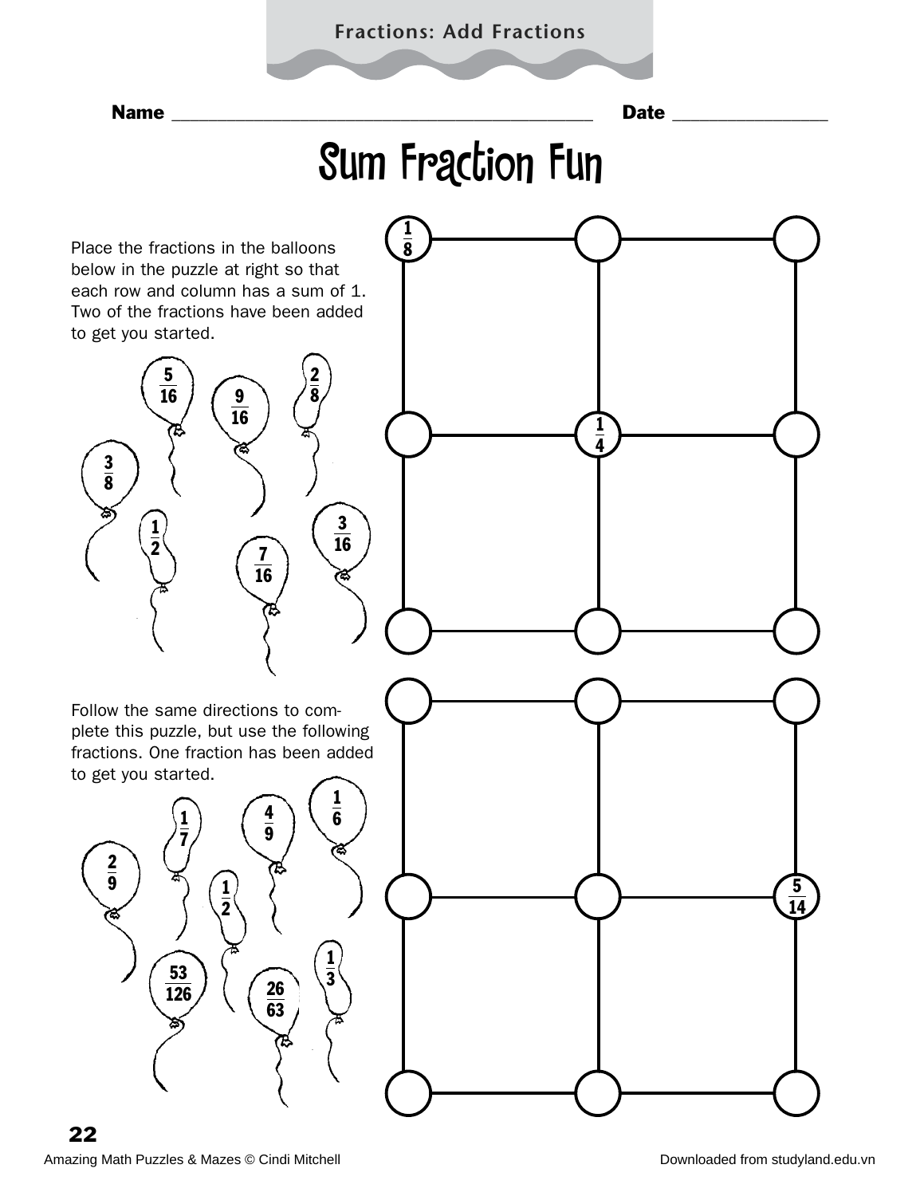Fractions: Add Fractions

Name ________________________________________ Date ______________

# Sum Fraction Fun

Place the fractions in the balloons below in the puzzle at right so that each row and column has a sum of 1. Two of the fractions have been added to get you started.

$\frac{5}{16}$ $\frac{9}{16}$ $\frac{2}{8}$ $\frac{3}{8}$ $\frac{1}{2}$ $\frac{7}{16}$ $\frac{3}{16}$

| | | |
|---|---|---|
| $\frac{1}{8}$ | | |
| | $\frac{1}{4}$ | |
| | | |

Follow the same directions to complete this puzzle, but use the following fractions. One fraction has been added to get you started.

$\frac{1}{7}$ $\frac{4}{9}$ $\frac{1}{6}$ $\frac{2}{9}$ $\frac{1}{2}$ $\frac{53}{126}$ $\frac{26}{63}$ $\frac{1}{3}$

| | | |
|---|---|---|
| | | |
| | | $\frac{5}{14}$ |
| | | |

Amazing Math Puzzles & Mazes © Cindi Mitchell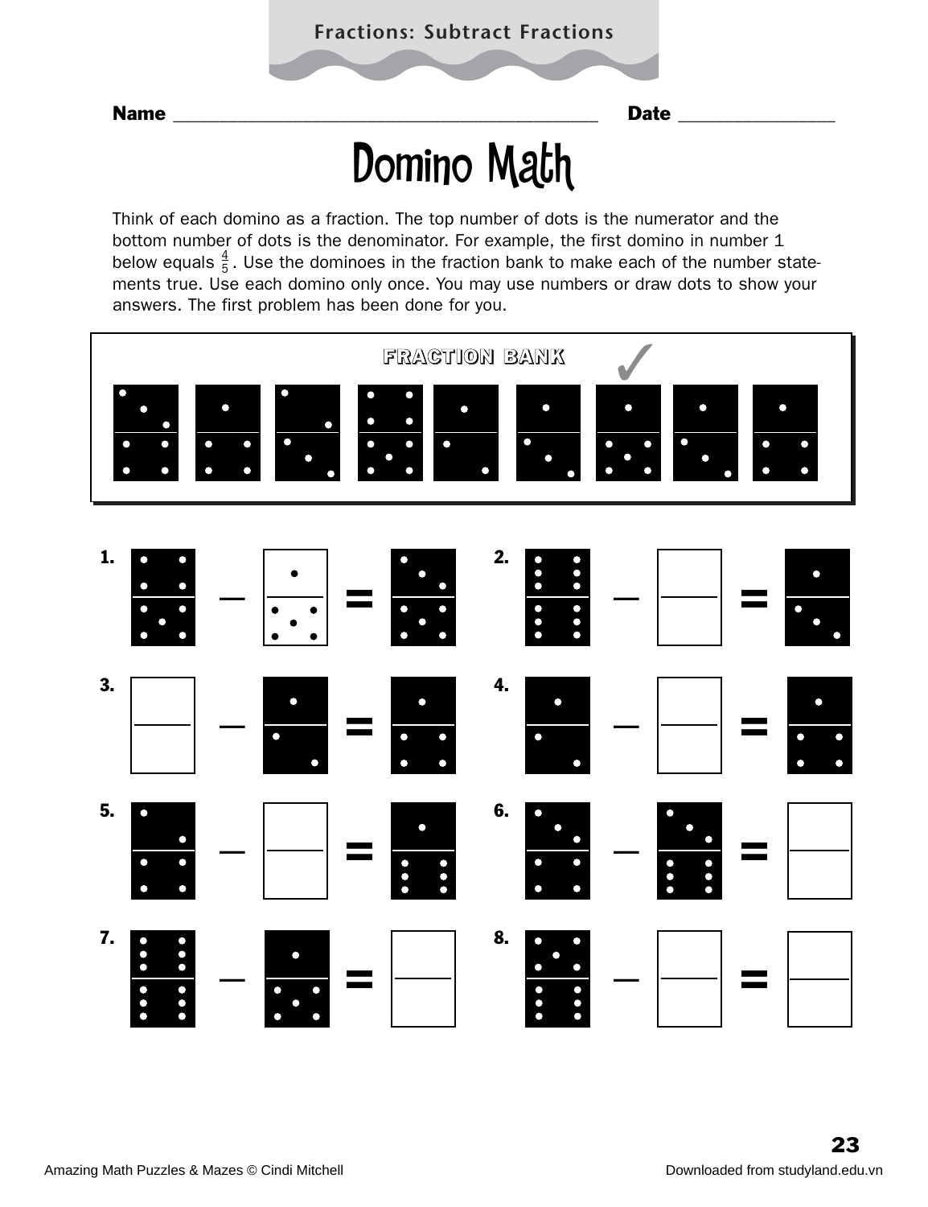Fractions: Subtract Fractions

Name ___________________________________________ Date _______________

# Domino Math

Think of each domino as a fraction. The top number of dots is the numerator and the bottom number of dots is the denominator. For example, the first domino in number 1 below equals $\frac{4}{5}$. Use the dominoes in the fraction bank to make each of the number statements true. Use each domino only once. You may use numbers or draw dots to show your answers. The first problem has been done for you.

**FRACTION BANK**

$\frac{3}{4}$ $\frac{1}{4}$ $\frac{2}{3}$ $\frac{4}{5}$ $\frac{1}{2}$ $\frac{1}{3}$ $\frac{1}{5}$ ✓ $\frac{1}{3}$ $\frac{1}{4}$

1. $\frac{4}{5} - \frac{1}{5} = \frac{3}{5}$

2. $\frac{6}{6} - \frac{\square}{\square} = \frac{1}{3}$

3. $\frac{\square}{\square} - \frac{1}{2} = \frac{1}{4}$

4. $\frac{1}{2} - \frac{\square}{\square} = \frac{1}{4}$

5. $\frac{2}{4} - \frac{\square}{\square} = \frac{1}{6}$

6. $\frac{3}{4} - \frac{3}{6} = \frac{\square}{\square}$

7. $\frac{6}{6} - \frac{1}{5} = \frac{\square}{\square}$

8. $\frac{5}{6} - \frac{\square}{\square} = \frac{\square}{\square}$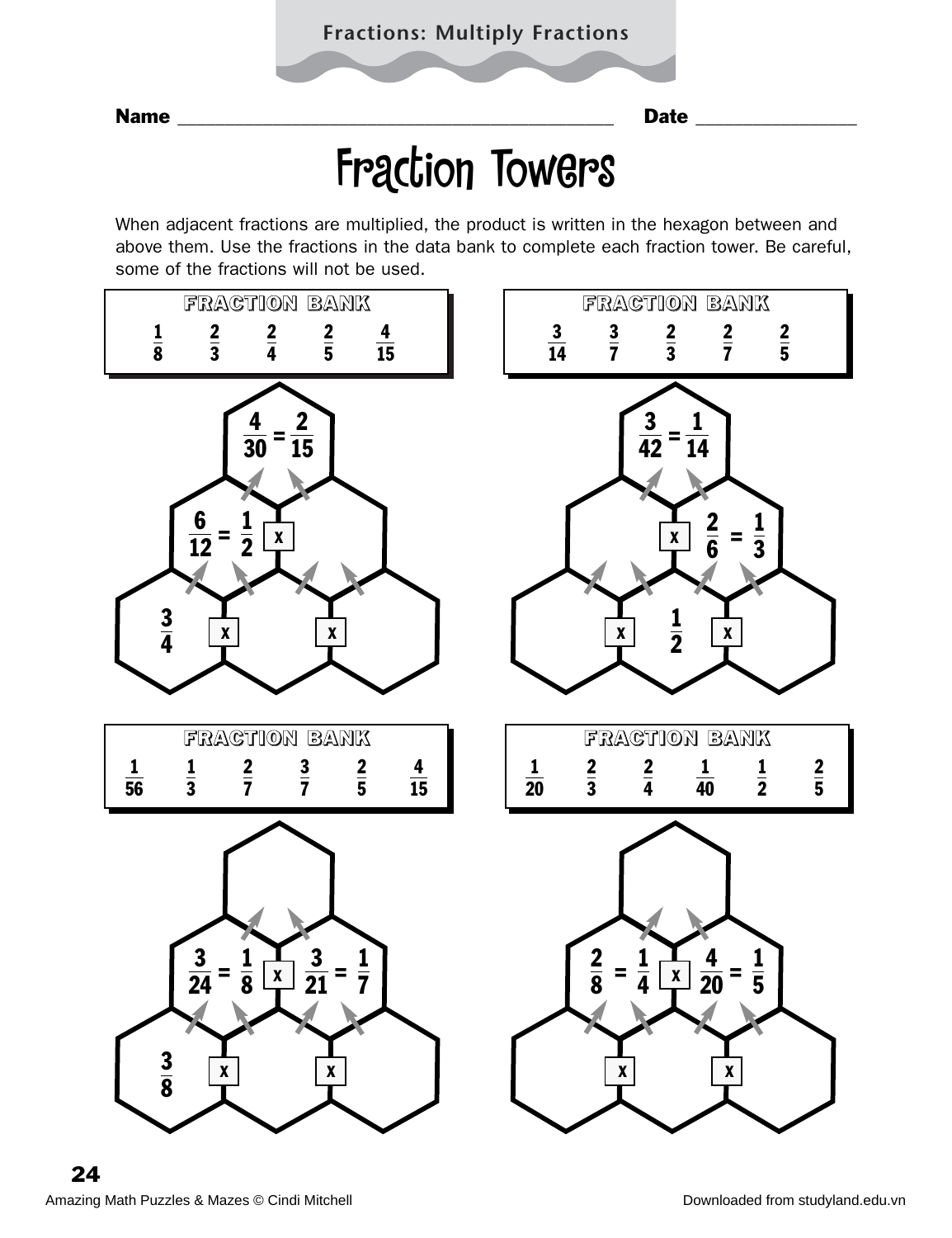Fractions: Multiply Fractions

Name ______________________________ Date ______________

# Fraction Towers

When adjacent fractions are multiplied, the product is written in the hexagon between and above them. Use the fractions in the data bank to complete each fraction tower. Be careful, some of the fractions will not be used.

**FRACTION BANK**

$\frac{1}{8}$ $\frac{2}{3}$ $\frac{2}{4}$ $\frac{2}{5}$ $\frac{4}{15}$

Top: $\frac{4}{30} = \frac{2}{15}$

Middle row: $\frac{6}{12} = \frac{1}{2}$ x ___

Bottom row: $\frac{3}{4}$ x ___ x ___

**FRACTION BANK**

$\frac{3}{14}$ $\frac{3}{7}$ $\frac{2}{3}$ $\frac{2}{7}$ $\frac{2}{5}$

Top: $\frac{3}{42} = \frac{1}{14}$

Middle row: ___ x $\frac{2}{6} = \frac{1}{3}$

Bottom row: ___ x $\frac{1}{2}$ x ___

**FRACTION BANK**

$\frac{1}{56}$ $\frac{1}{3}$ $\frac{2}{7}$ $\frac{3}{7}$ $\frac{2}{5}$ $\frac{4}{15}$

Top: ___

Middle row: $\frac{3}{24} = \frac{1}{8}$ x $\frac{3}{21} = \frac{1}{7}$

Bottom row: $\frac{3}{8}$ x ___ x ___

**FRACTION BANK**

$\frac{1}{20}$ $\frac{2}{3}$ $\frac{2}{4}$ $\frac{1}{40}$ $\frac{1}{2}$ $\frac{2}{5}$

Top: ___

Middle row: $\frac{2}{8} = \frac{1}{4}$ x $\frac{4}{20} = \frac{1}{5}$

Bottom row: ___ x ___ x ___

Amazing Math Puzzles & Mazes © Cindi Mitchell

Downloaded from studyland.edu.vn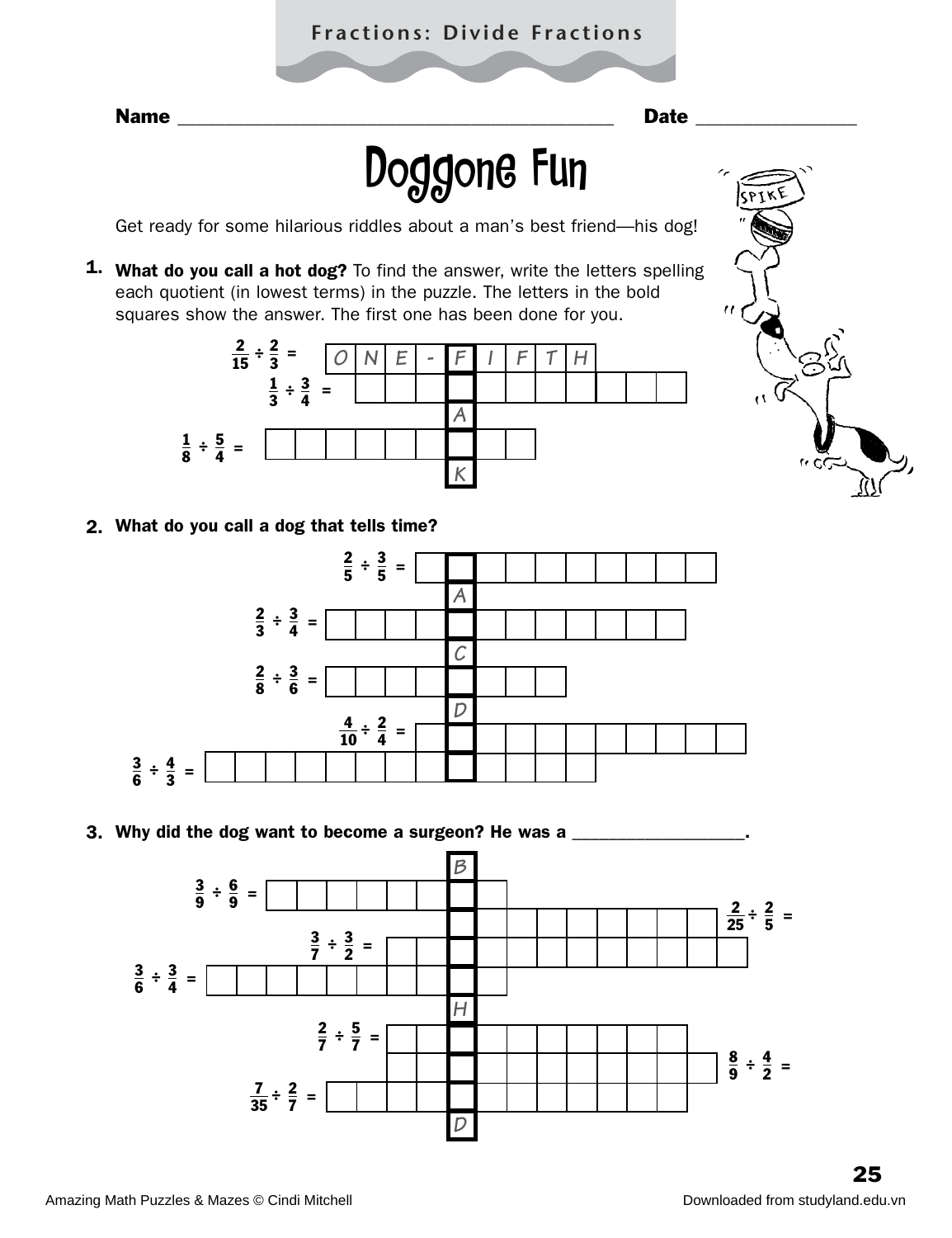Fractions: Divide Fractions

Name ________________________________________ Date ______________

# Doggone Fun

Get ready for some hilarious riddles about a man's best friend—his dog!

**1. What do you call a hot dog?** To find the answer, write the letters spelling each quotient (in lowest terms) in the puzzle. The letters in the bold squares show the answer. The first one has been done for you.

$\frac{2}{15} \div \frac{2}{3} =$ O N E - F I F T H

$\frac{1}{3} \div \frac{3}{4} =$

A

$\frac{1}{8} \div \frac{5}{4} =$

K

**2. What do you call a dog that tells time?**

$\frac{2}{5} \div \frac{3}{5} =$

A

$\frac{2}{3} \div \frac{3}{4} =$

C

$\frac{2}{8} \div \frac{3}{6} =$

D

$\frac{4}{10} \div \frac{2}{4} =$

$\frac{3}{6} \div \frac{4}{3} =$

**3. Why did the dog want to become a surgeon? He was a _________________.**

B

$\frac{3}{9} \div \frac{6}{9} =$

$\frac{2}{25} \div \frac{2}{5} =$

$\frac{3}{7} \div \frac{3}{2} =$

$\frac{3}{6} \div \frac{3}{4} =$

H

$\frac{2}{7} \div \frac{5}{7} =$

$\frac{8}{9} \div \frac{4}{2} =$

$\frac{7}{35} \div \frac{2}{7} =$

D

Amazing Math Puzzles & Mazes © Cindi Mitchell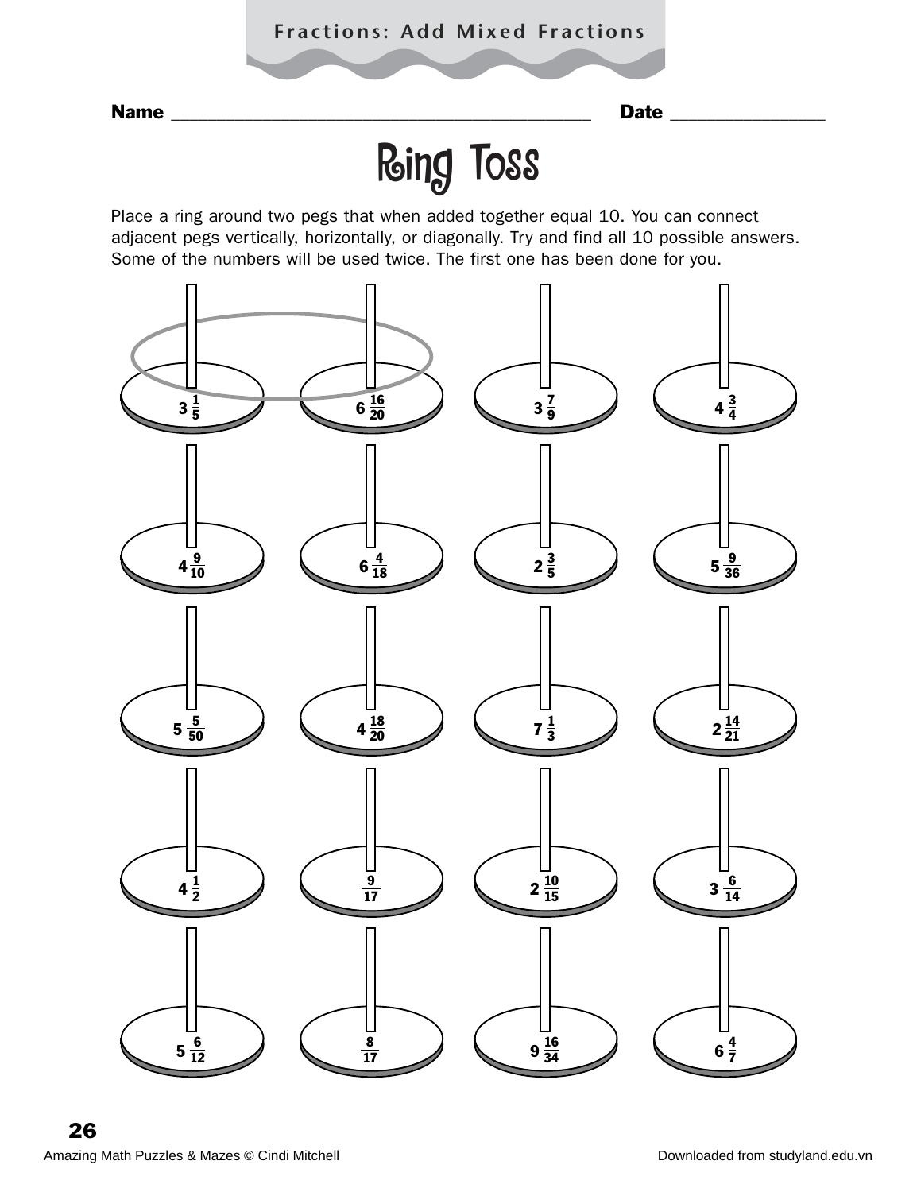Fractions: Add Mixed Fractions

Name ______________________________ Date ______________

# Ring Toss

Place a ring around two pegs that when added together equal 10. You can connect adjacent pegs vertically, horizontally, or diagonally. Try and find all 10 possible answers. Some of the numbers will be used twice. The first one has been done for you.

| | | | |
|---|---|---|---|
| $3\frac{1}{5}$ | $6\frac{16}{20}$ | $3\frac{7}{9}$ | $4\frac{3}{4}$ |
| $4\frac{9}{10}$ | $6\frac{4}{18}$ | $2\frac{3}{5}$ | $5\frac{9}{36}$ |
| $5\frac{5}{50}$ | $4\frac{18}{20}$ | $7\frac{1}{3}$ | $2\frac{14}{21}$ |
| $4\frac{1}{2}$ | $\frac{9}{17}$ | $2\frac{10}{15}$ | $3\frac{6}{14}$ |
| $5\frac{6}{12}$ | $\frac{8}{17}$ | $9\frac{16}{34}$ | $6\frac{4}{7}$ |

Amazing Math Puzzles & Mazes © Cindi Mitchell

Downloaded from studyland.edu.vn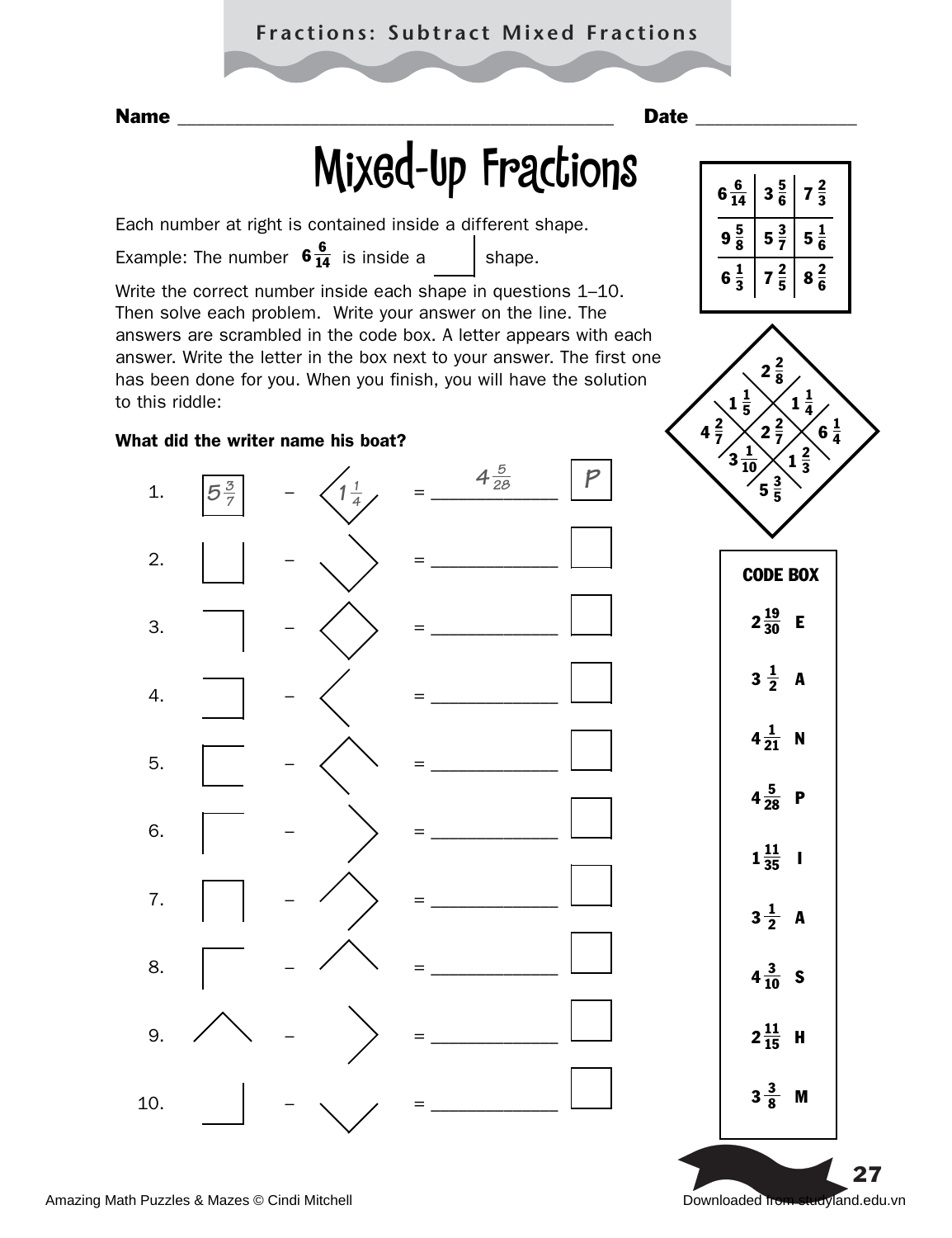## Fractions: Subtract Mixed Fractions

Name ________________________________ Date ______________

# Mixed-Up Fractions

Each number at right is contained inside a different shape.

Example: The number $6\frac{6}{14}$ is inside a ⌋ shape.

Write the correct number inside each shape in questions 1–10. Then solve each problem. Write your answer on the line. The answers are scrambled in the code box. A letter appears with each answer. Write the letter in the box next to your answer. The first one has been done for you. When you finish, you will have the solution to this riddle:

**What did the writer name his boat?**

| | | |
|---|---|---|
| $6\frac{6}{14}$ | $3\frac{5}{6}$ | $7\frac{2}{3}$ |
| $9\frac{5}{8}$ | $5\frac{3}{7}$ | $5\frac{1}{6}$ |
| $6\frac{1}{3}$ | $7\frac{2}{5}$ | $8\frac{2}{6}$ |

Diamond: $2\frac{2}{8}$, $1\frac{1}{5}$, $1\frac{1}{4}$, $4\frac{2}{7}$, $2\frac{2}{7}$, $6\frac{1}{4}$, $3\frac{1}{10}$, $1\frac{2}{3}$, $5\frac{3}{5}$

1. $5\frac{3}{7}$ – $1\frac{1}{4}$ = $4\frac{5}{28}$ **P**
2. ☐ – ☐ = ________ ☐
3. ☐ – ☐ = ________ ☐
4. ☐ – ☐ = ________ ☐
5. ☐ – ☐ = ________ ☐
6. ☐ – ☐ = ________ ☐
7. ☐ – ☐ = ________ ☐
8. ☐ – ☐ = ________ ☐
9. ☐ – ☐ = ________ ☐
10. ☐ – ☐ = ________ ☐

**CODE BOX**

| | |
|---|---|
| $2\frac{19}{30}$ | E |
| $3\frac{1}{2}$ | A |
| $4\frac{1}{21}$ | N |
| $4\frac{5}{28}$ | P |
| $1\frac{11}{35}$ | I |
| $3\frac{1}{2}$ | A |
| $4\frac{3}{10}$ | S |
| $2\frac{11}{15}$ | H |
| $3\frac{3}{8}$ | M |

Amazing Math Puzzles & Mazes © Cindi Mitchell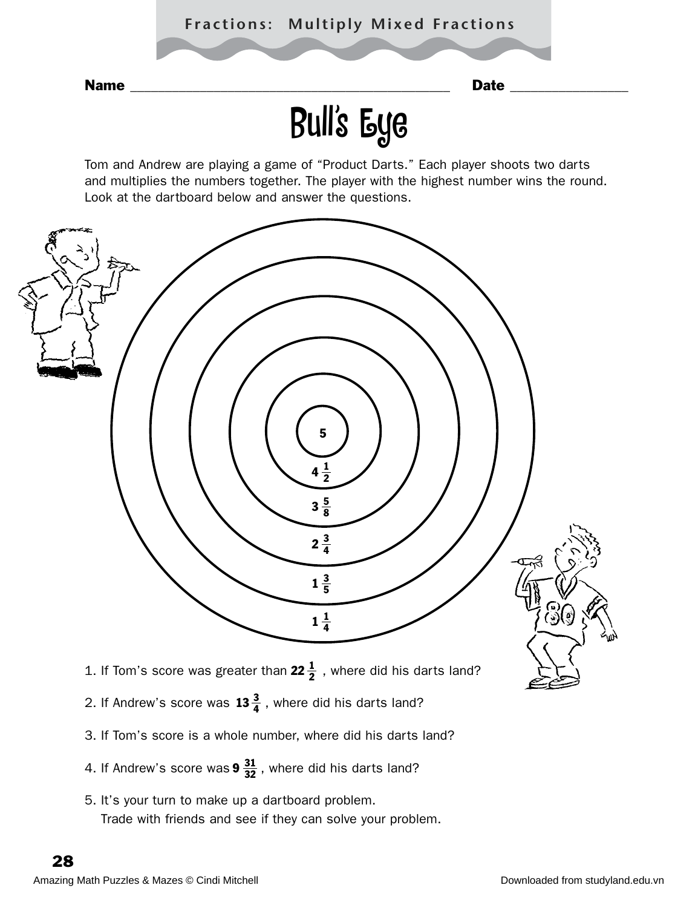Fractions: Multiply Mixed Fractions

Name ________________________________________ Date ______________

# Bull's Eye

Tom and Andrew are playing a game of "Product Darts." Each player shoots two darts and multiplies the numbers together. The player with the highest number wins the round. Look at the dartboard below and answer the questions.

5

$4\frac{1}{2}$

$3\frac{5}{8}$

$2\frac{3}{4}$

$1\frac{3}{5}$

$1\frac{1}{4}$

1. If Tom's score was greater than $22\frac{1}{2}$ , where did his darts land?
2. If Andrew's score was $13\frac{3}{4}$ , where did his darts land?
3. If Tom's score is a whole number, where did his darts land?
4. If Andrew's score was $9\frac{31}{32}$ , where did his darts land?
5. It's your turn to make up a dartboard problem.
   Trade with friends and see if they can solve your problem.

Amazing Math Puzzles & Mazes © Cindi Mitchell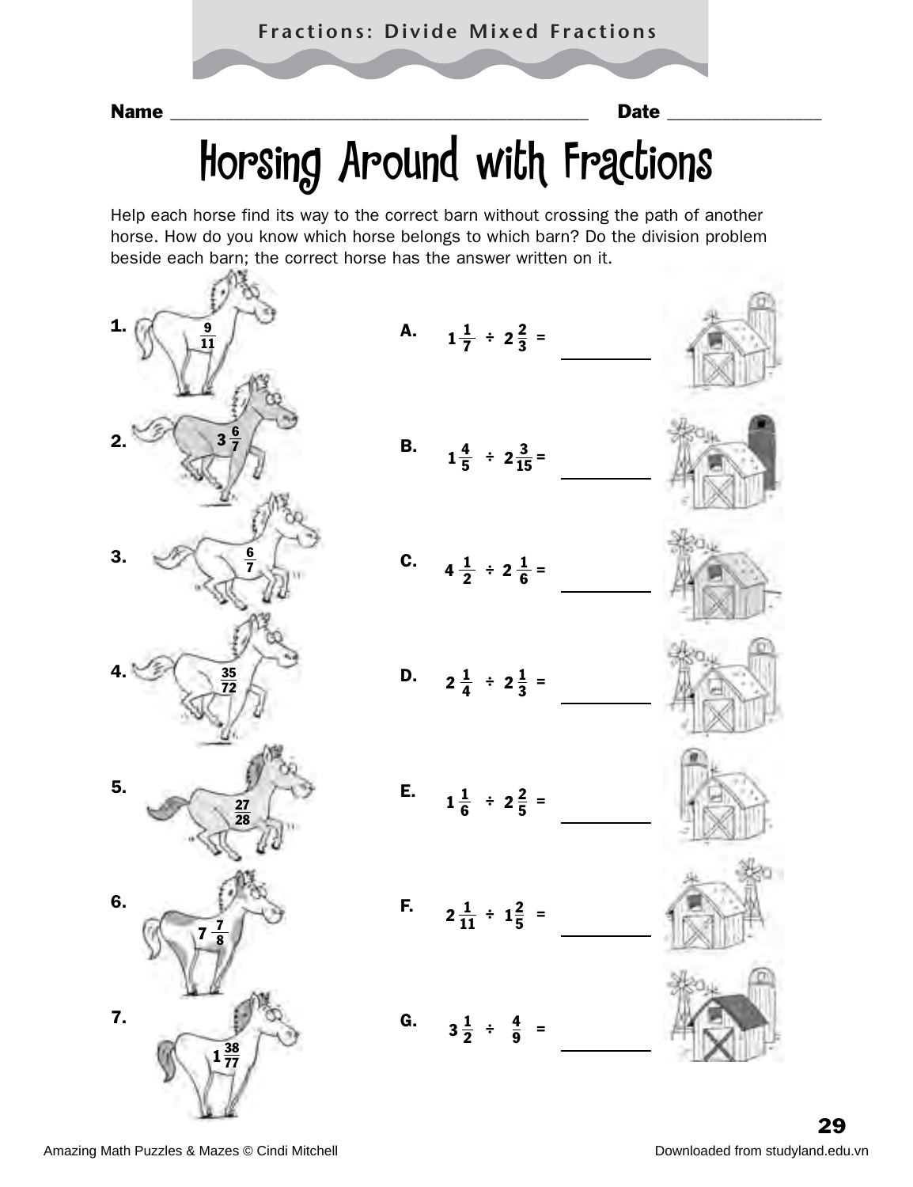Fractions: Divide Mixed Fractions

Name ______________________________ Date ______________

# Horsing Around with Fractions

Help each horse find its way to the correct barn without crossing the path of another horse. How do you know which horse belongs to which barn? Do the division problem beside each barn; the correct horse has the answer written on it.

**1.** $\frac{9}{11}$

**2.** $3\frac{6}{7}$

**3.** $\frac{6}{7}$

**4.** $\frac{35}{72}$

**5.** $\frac{27}{28}$

**6.** $7\frac{7}{8}$

**7.** $1\frac{38}{77}$

**A.** $1\frac{1}{7} \div 2\frac{2}{3} =$ __________

**B.** $1\frac{4}{5} \div 2\frac{3}{15} =$ __________

**C.** $4\frac{1}{2} \div 2\frac{1}{6} =$ __________

**D.** $2\frac{1}{4} \div 2\frac{1}{3} =$ __________

**E.** $1\frac{1}{6} \div 2\frac{2}{5} =$ __________

**F.** $2\frac{1}{11} \div 1\frac{2}{5} =$ __________

**G.** $3\frac{1}{2} \div \frac{4}{9} =$ __________

Amazing Math Puzzles & Mazes © Cindi Mitchell

Downloaded from studyland.edu.vn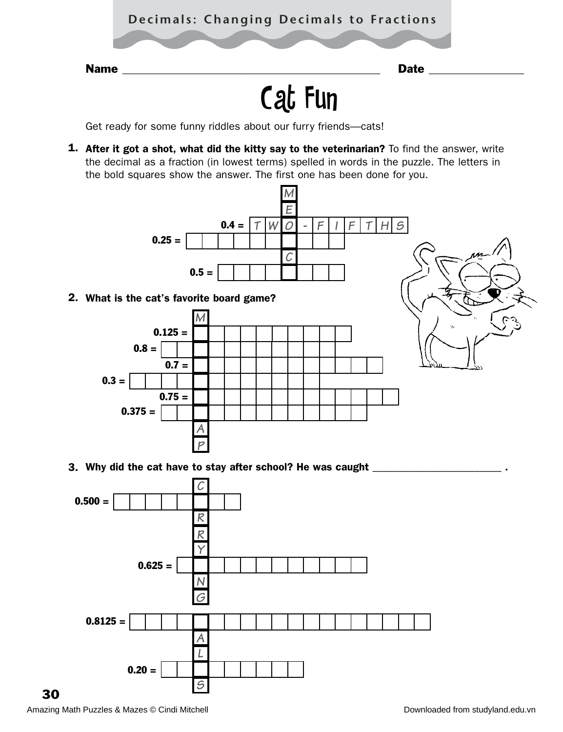Decimals: Changing Decimals to Fractions

Name ______________________________ Date ______________

# Cat Fun

Get ready for some funny riddles about our furry friends—cats!

**1. After it got a shot, what did the kitty say to the veterinarian?** To find the answer, write the decimal as a fraction (in lowest terms) spelled in words in the puzzle. The letters in the bold squares show the answer. The first one has been done for you.

M
E
0.4 = T W O - F I F T H S
0.25 = __________
C
0.5 = __________

**2. What is the cat's favorite board game?**

M
0.125 = __________
0.8 = __________
0.7 = __________
0.3 = __________
0.75 = __________
0.375 = __________
A
P

**3. Why did the cat have to stay after school? He was caught ______________________ .**

C
0.500 = __________
R
R
Y
0.625 = __________
N
G
0.8125 = __________
A
L
0.20 = __________
S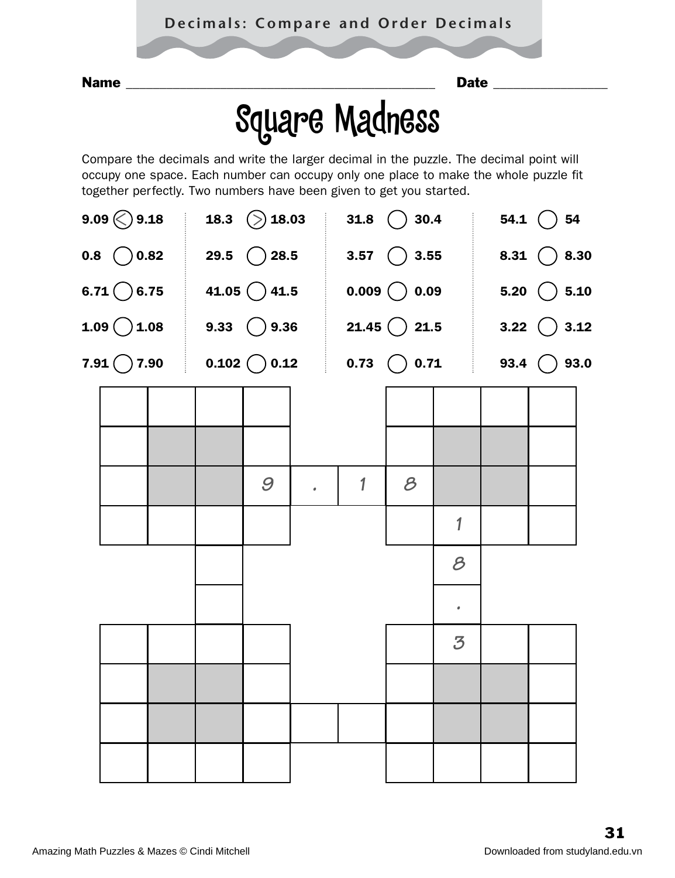# Square Madness

**Decimals: Compare and Order Decimals**

Name ______________________________ Date ______________

Compare the decimals and write the larger decimal in the puzzle. The decimal point will occupy one space. Each number can occupy only one place to make the whole puzzle fit together perfectly. Two numbers have been given to get you started.

| | | | |
|---|---|---|---|
| 9.09 (<) 9.18 | 18.3 (>) 18.03 | 31.8 ◯ 30.4 | 54.1 ◯ 54 |
| 0.8 ◯ 0.82 | 29.5 ◯ 28.5 | 3.57 ◯ 3.55 | 8.31 ◯ 8.30 |
| 6.71 ◯ 6.75 | 41.05 ◯ 41.5 | 0.009 ◯ 0.09 | 5.20 ◯ 5.10 |
| 1.09 ◯ 1.08 | 9.33 ◯ 9.36 | 21.45 ◯ 21.5 | 3.22 ◯ 3.12 |
| 7.91 ◯ 7.90 | 0.102 ◯ 0.12 | 0.73 ◯ 0.71 | 93.4 ◯ 93.0 |

Puzzle grid (given entries): 9 . 1 8 (across) and 1 8 . 3 (down).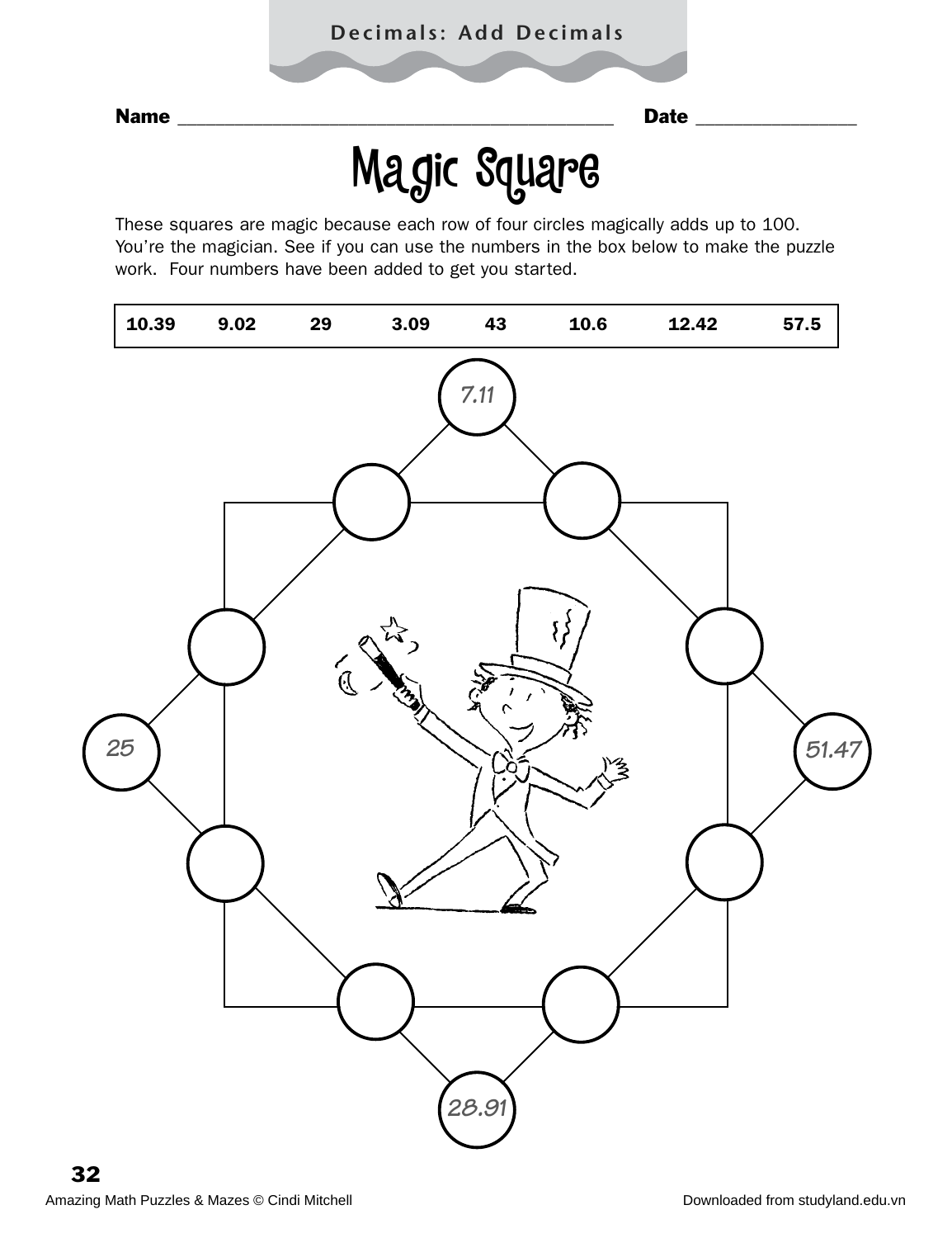Decimals: Add Decimals

Name ______________________________________ Date ______________

# Magic Square

These squares are magic because each row of four circles magically adds up to 100. You're the magician. See if you can use the numbers in the box below to make the puzzle work. Four numbers have been added to get you started.

| 10.39 | 9.02 | 29 | 3.09 | 43 | 10.6 | 12.42 | 57.5 |
|---|---|---|---|---|---|---|---|

7.11

25

51.47

28.91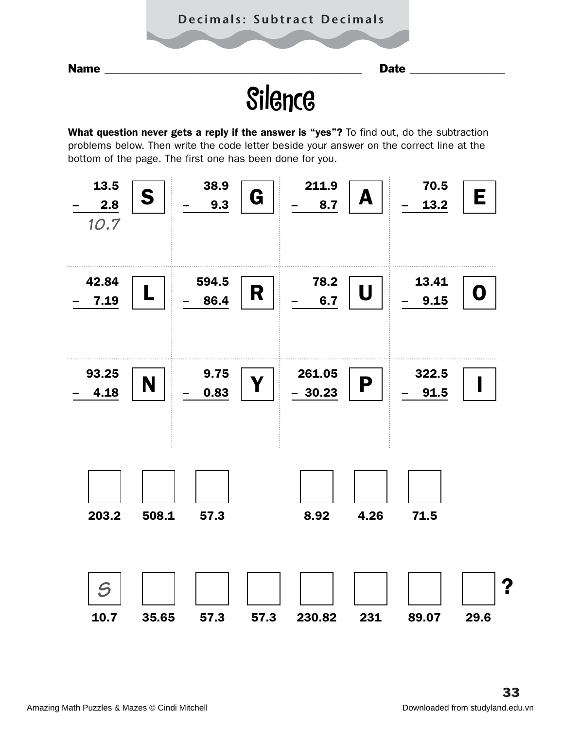## Decimals: Subtract Decimals

**Name** ______________________________________ **Date** ______________

# Silence

**What question never gets a reply if the answer is "yes"?** To find out, do the subtraction problems below. Then write the code letter beside your answer on the correct line at the bottom of the page. The first one has been done for you.

| Problem | Letter | Problem | Letter | Problem | Letter | Problem | Letter |
|---|---|---|---|---|---|---|---|
| 13.5 − 2.8 = *10.7* | **S** | 38.9 − 9.3 | **G** | 211.9 − 8.7 | **A** | 70.5 − 13.2 | **E** |
| 42.84 − 7.19 | **L** | 594.5 − 86.4 | **R** | 78.2 − 6.7 | **U** | 13.41 − 9.15 | **O** |
| 93.25 − 4.18 | **N** | 9.75 − 0.83 | **Y** | 261.05 − 30.23 | **P** | 322.5 − 91.5 | **I** |

| ☐ | ☐ | ☐ | | ☐ | ☐ | ☐ |
|---|---|---|---|---|---|---|
| 203.2 | 508.1 | 57.3 | | 8.92 | 4.26 | 71.5 |

| *S* | ☐ | ☐ | ☐ | ☐ | ☐ | ☐ | ☐ ? |
|---|---|---|---|---|---|---|---|
| 10.7 | 35.65 | 57.3 | 57.3 | 230.82 | 231 | 89.07 | 29.6 |

Amazing Math Puzzles & Mazes © Cindi Mitchell

Downloaded from studyland.edu.vn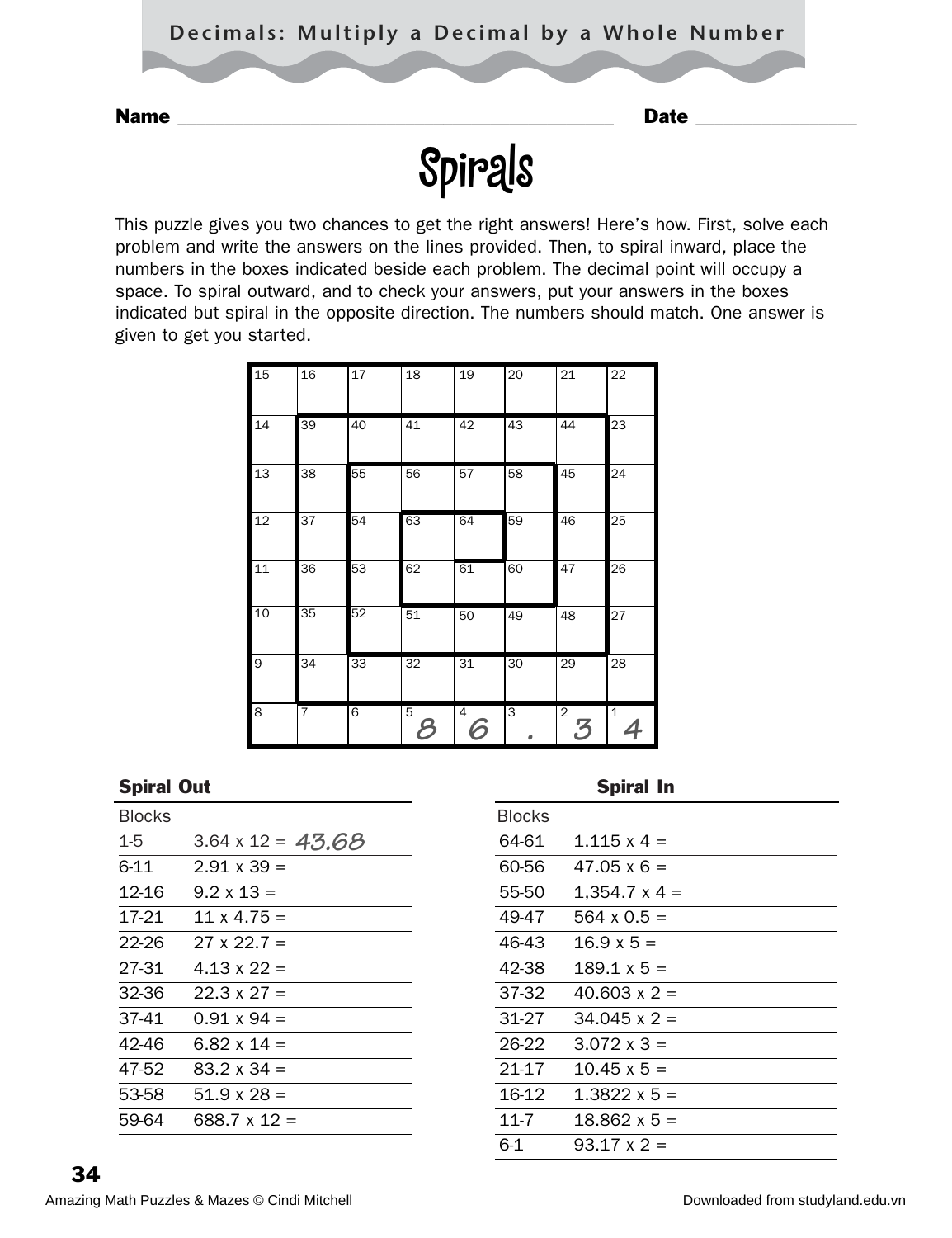## Decimals: Multiply a Decimal by a Whole Number

**Name** ________________________________ **Date** ______________

# Spirals

This puzzle gives you two chances to get the right answers! Here's how. First, solve each problem and write the answers on the lines provided. Then, to spiral inward, place the numbers in the boxes indicated beside each problem. The decimal point will occupy a space. To spiral outward, and to check your answers, put your answers in the boxes indicated but spiral in the opposite direction. The numbers should match. One answer is given to get you started.

| | | | | | | | |
|---|---|---|---|---|---|---|---|
| 15 | 16 | 17 | 18 | 19 | 20 | 21 | 22 |
| 14 | 39 | 40 | 41 | 42 | 43 | 44 | 23 |
| 13 | 38 | 55 | 56 | 57 | 58 | 45 | 24 |
| 12 | 37 | 54 | 63 | 64 | 59 | 46 | 25 |
| 11 | 36 | 53 | 62 | 61 | 60 | 47 | 26 |
| 10 | 35 | 52 | 51 | 50 | 49 | 48 | 27 |
| 9 | 34 | 33 | 32 | 31 | 30 | 29 | 28 |
| 8 | 7 | 6 | 5 8 | 4 6 | 3 . | 2 3 | 1 4 |

**Spiral Out**

| Blocks | |
|---|---|
| 1-5 | 3.64 x 12 = 43.68 |
| 6-11 | 2.91 x 39 = |
| 12-16 | 9.2 x 13 = |
| 17-21 | 11 x 4.75 = |
| 22-26 | 27 x 22.7 = |
| 27-31 | 4.13 x 22 = |
| 32-36 | 22.3 x 27 = |
| 37-41 | 0.91 x 94 = |
| 42-46 | 6.82 x 14 = |
| 47-52 | 83.2 x 34 = |
| 53-58 | 51.9 x 28 = |
| 59-64 | 688.7 x 12 = |

**Spiral In**

| Blocks | |
|---|---|
| 64-61 | 1.115 x 4 = |
| 60-56 | 47.05 x 6 = |
| 55-50 | 1,354.7 x 4 = |
| 49-47 | 564 x 0.5 = |
| 46-43 | 16.9 x 5 = |
| 42-38 | 189.1 x 5 = |
| 37-32 | 40.603 x 2 = |
| 31-27 | 34.045 x 2 = |
| 26-22 | 3.072 x 3 = |
| 21-17 | 10.45 x 5 = |
| 16-12 | 1.3822 x 5 = |
| 11-7 | 18.862 x 5 = |
| 6-1 | 93.17 x 2 = |

Amazing Math Puzzles & Mazes © Cindi Mitchell

Downloaded from studyland.edu.vn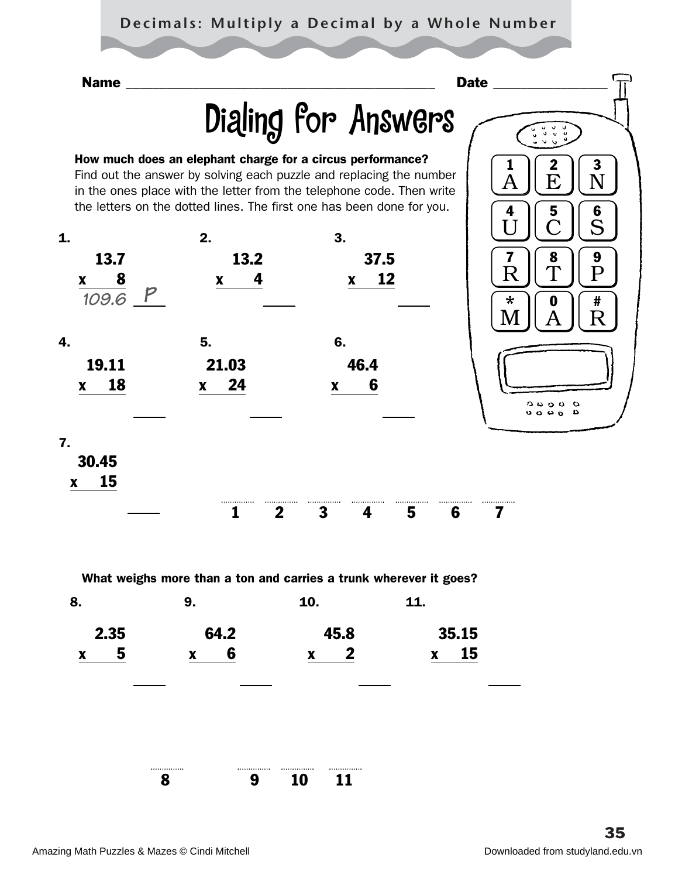Decimals: Multiply a Decimal by a Whole Number

**Name** ______________________________ **Date** ______________

# Dialing for Answers

**How much does an elephant charge for a circus performance?**
Find out the answer by solving each puzzle and replacing the number in the ones place with the letter from the telephone code. Then write the letters on the dotted lines. The first one has been done for you.

| 1 A | 2 E | 3 N |
|---|---|---|
| 4 U | 5 C | 6 S |
| 7 R | 8 T | 9 P |
| * M | 0 A | # R |

**1.**
13.7
x 8
109.6 P

**2.**
13.2
x 4
____

**3.**
37.5
x 12
____

**4.**
19.11
x 18
____

**5.**
21.03
x 24
____

**6.**
46.4
x 6
____

**7.**
30.45
x 15
____

.......... .......... .......... .......... .......... .......... ..........
1 2 3 4 5 6 7

**What weighs more than a ton and carries a trunk wherever it goes?**

**8.**
2.35
x 5
____

**9.**
64.2
x 6
____

**10.**
45.8
x 2
____

**11.**
35.15
x 15
____

..........   .......... .......... ..........
8   9 10 11

Amazing Math Puzzles & Mazes © Cindi Mitchell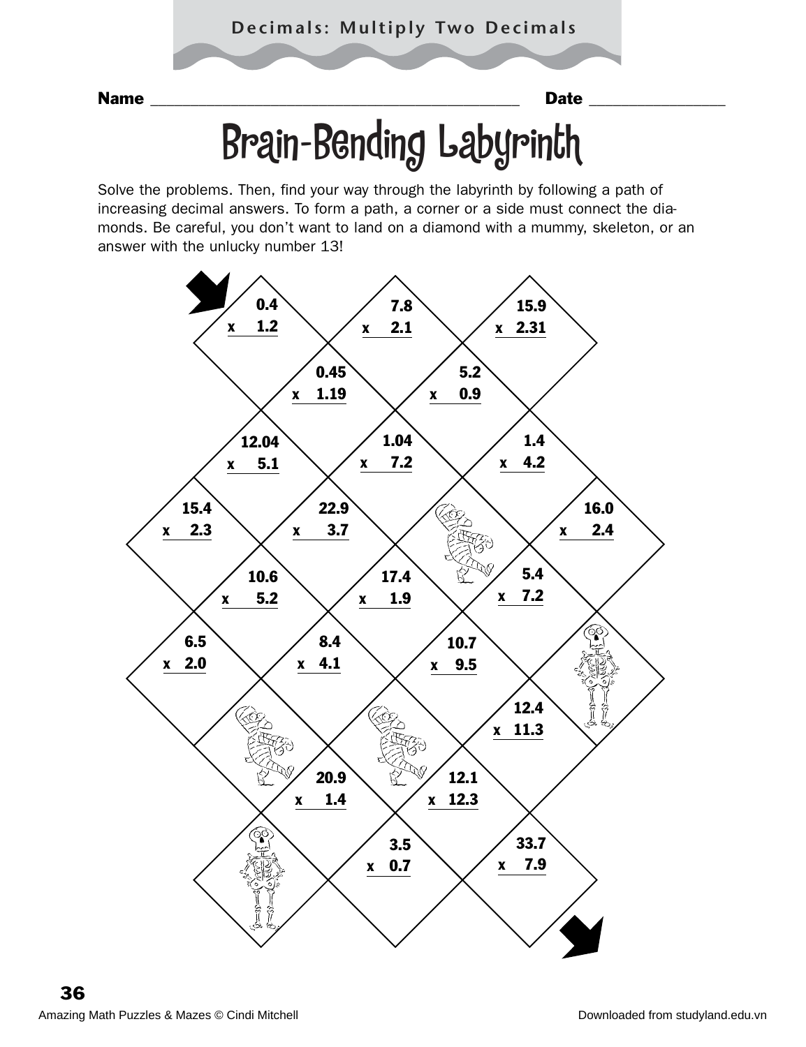Decimals: Multiply Two Decimals

Name ______________________________ Date ______________

# Brain-Bending Labyrinth

Solve the problems. Then, find your way through the labyrinth by following a path of increasing decimal answers. To form a path, a corner or a side must connect the diamonds. Be careful, you don't want to land on a diamond with a mummy, skeleton, or an answer with the unlucky number 13!

$0.4 \times 1.2$

$7.8 \times 2.1$

$15.9 \times 2.31$

$0.45 \times 1.19$

$5.2 \times 0.9$

$12.04 \times 5.1$

$1.04 \times 7.2$

$1.4 \times 4.2$

$15.4 \times 2.3$

$22.9 \times 3.7$

$16.0 \times 2.4$

$10.6 \times 5.2$

$17.4 \times 1.9$

$5.4 \times 7.2$

$6.5 \times 2.0$

$8.4 \times 4.1$

$10.7 \times 9.5$

$12.4 \times 11.3$

$20.9 \times 1.4$

$12.1 \times 12.3$

$3.5 \times 0.7$

$33.7 \times 7.9$

Amazing Math Puzzles & Mazes © Cindi Mitchell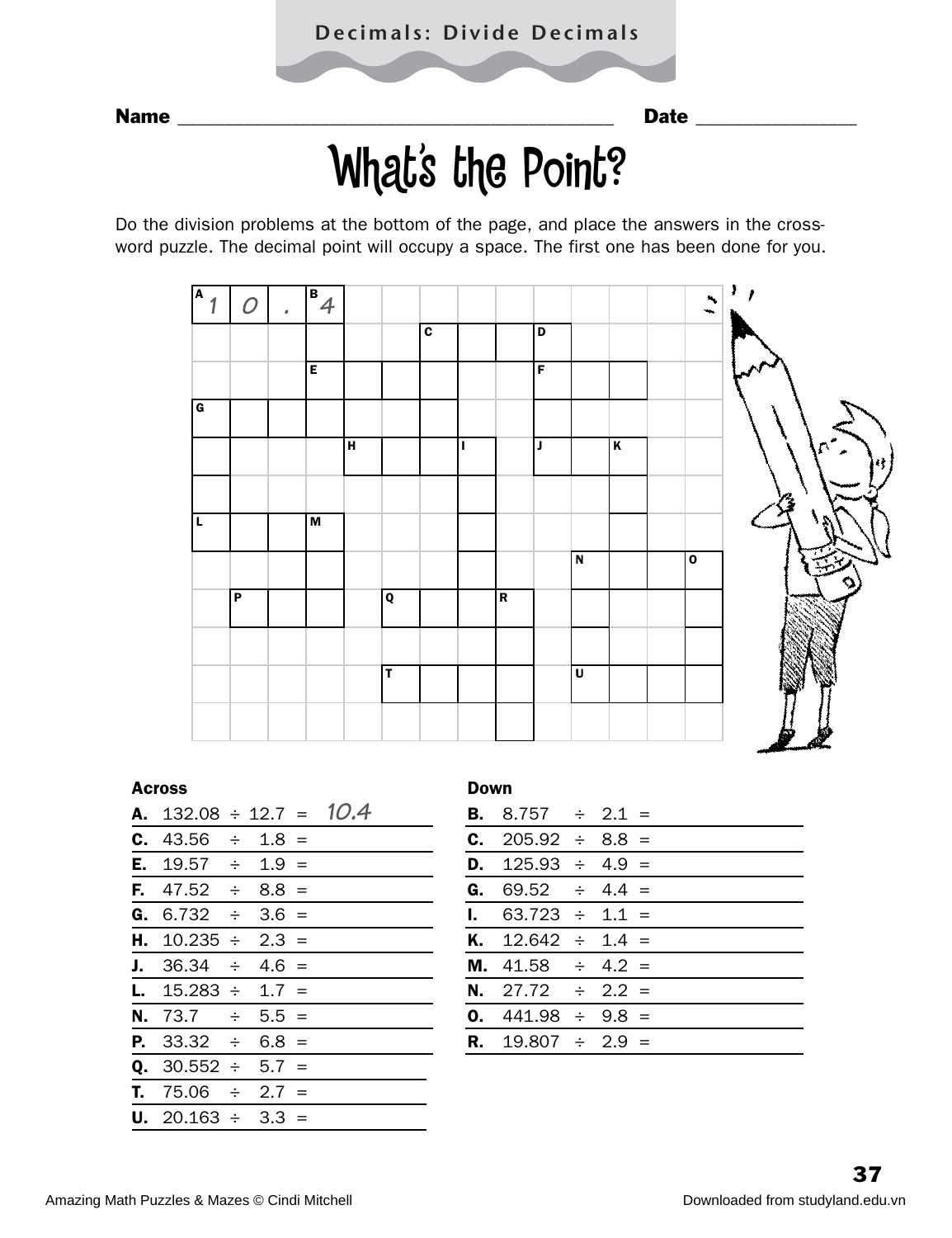Decimals: Divide Decimals

Name ________________________________________ Date ______________

# What's the Point?

Do the division problems at the bottom of the page, and place the answers in the crossword puzzle. The decimal point will occupy a space. The first one has been done for you.

**Across**

**A.** 132.08 ÷ 12.7 = *10.4*

**C.** 43.56 ÷ 1.8 =

**E.** 19.57 ÷ 1.9 =

**F.** 47.52 ÷ 8.8 =

**G.** 6.732 ÷ 3.6 =

**H.** 10.235 ÷ 2.3 =

**J.** 36.34 ÷ 4.6 =

**L.** 15.283 ÷ 1.7 =

**N.** 73.7 ÷ 5.5 =

**P.** 33.32 ÷ 6.8 =

**Q.** 30.552 ÷ 5.7 =

**T.** 75.06 ÷ 2.7 =

**U.** 20.163 ÷ 3.3 =

**Down**

**B.** 8.757 ÷ 2.1 =

**C.** 205.92 ÷ 8.8 =

**D.** 125.93 ÷ 4.9 =

**G.** 69.52 ÷ 4.4 =

**I.** 63.723 ÷ 1.1 =

**K.** 12.642 ÷ 1.4 =

**M.** 41.58 ÷ 4.2 =

**N.** 27.72 ÷ 2.2 =

**O.** 441.98 ÷ 9.8 =

**R.** 19.807 ÷ 2.9 =

Amazing Math Puzzles & Mazes © Cindi Mitchell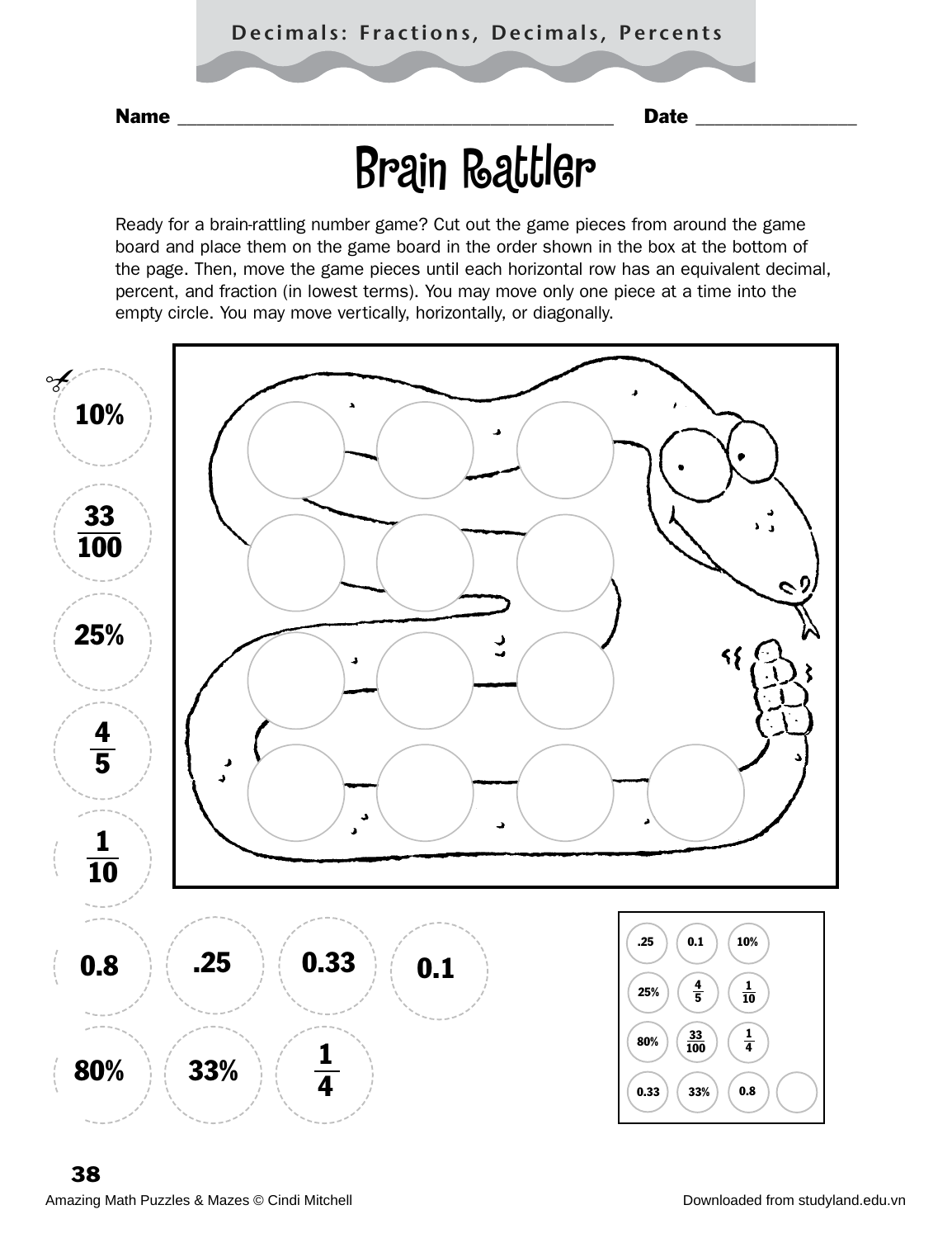Decimals: Fractions, Decimals, Percents

**Name** ________________________________________ **Date** _______________

# Brain Rattler

Ready for a brain-rattling number game? Cut out the game pieces from around the game board and place them on the game board in the order shown in the box at the bottom of the page. Then, move the game pieces until each horizontal row has an equivalent decimal, percent, and fraction (in lowest terms). You may move only one piece at a time into the empty circle. You may move vertically, horizontally, or diagonally.

Game pieces: 10%, $\frac{33}{100}$, 25%, $\frac{4}{5}$, $\frac{1}{10}$, 0.8, .25, 0.33, 0.1, 80%, 33%, $\frac{1}{4}$

Starting order:

| | | | |
|---|---|---|---|
| .25 | 0.1 | 10% | |
| 25% | $\frac{4}{5}$ | $\frac{1}{10}$ | |
| 80% | $\frac{33}{100}$ | $\frac{1}{4}$ | |
| 0.33 | 33% | 0.8 | (empty) |

Amazing Math Puzzles & Mazes © Cindi Mitchell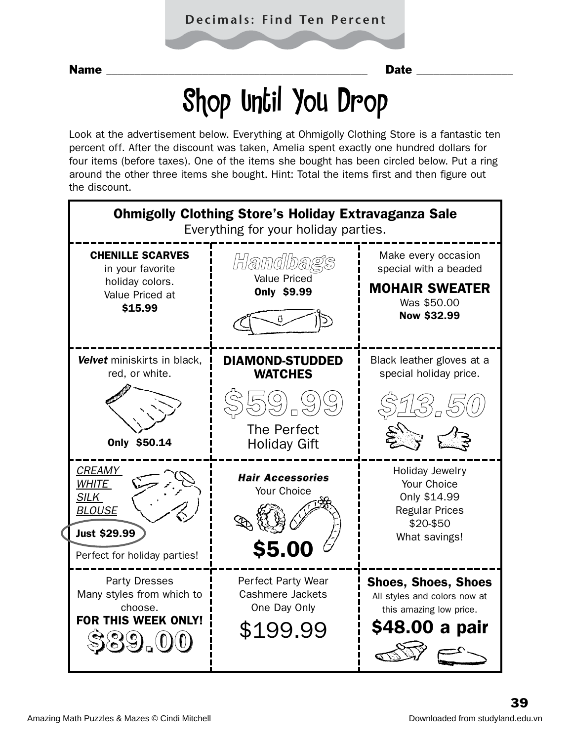Decimals: Find Ten Percent

Name ______________________________________ Date ______________

# Shop Until You Drop

Look at the advertisement below. Everything at Ohmigolly Clothing Store is a fantastic ten percent off. After the discount was taken, Amelia spent exactly one hundred dollars for four items (before taxes). One of the items she bought has been circled below. Put a ring around the other three items she bought. Hint: Total the items first and then figure out the discount.

## Ohmigolly Clothing Store's Holiday Extravaganza Sale

Everything for your holiday parties.

| | | |
|---|---|---|
| **CHENILLE SCARVES** in your favorite holiday colors. Value Priced at **$15.99** | *Handbags* Value Priced **Only $9.99** | Make every occasion special with a beaded **MOHAIR SWEATER** Was $50.00 **Now $32.99** |
| ***Velvet*** miniskirts in black, red, or white. **Only $50.14** | **DIAMOND-STUDDED WATCHES** $59.99 The Perfect Holiday Gift | Black leather gloves at a special holiday price. $13.50 |
| CREAMY WHITE SILK BLOUSE **Just $29.99** Perfect for holiday parties! | ***Hair Accessories*** Your Choice **$5.00** | Holiday Jewelry Your Choice Only $14.99 Regular Prices $20-$50 What savings! |
| Party Dresses Many styles from which to choose. **FOR THIS WEEK ONLY!** $89.00 | Perfect Party Wear Cashmere Jackets One Day Only $199.99 | **Shoes, Shoes, Shoes** All styles and colors now at this amazing low price. **$48.00 a pair** |

Amazing Math Puzzles & Mazes © Cindi Mitchell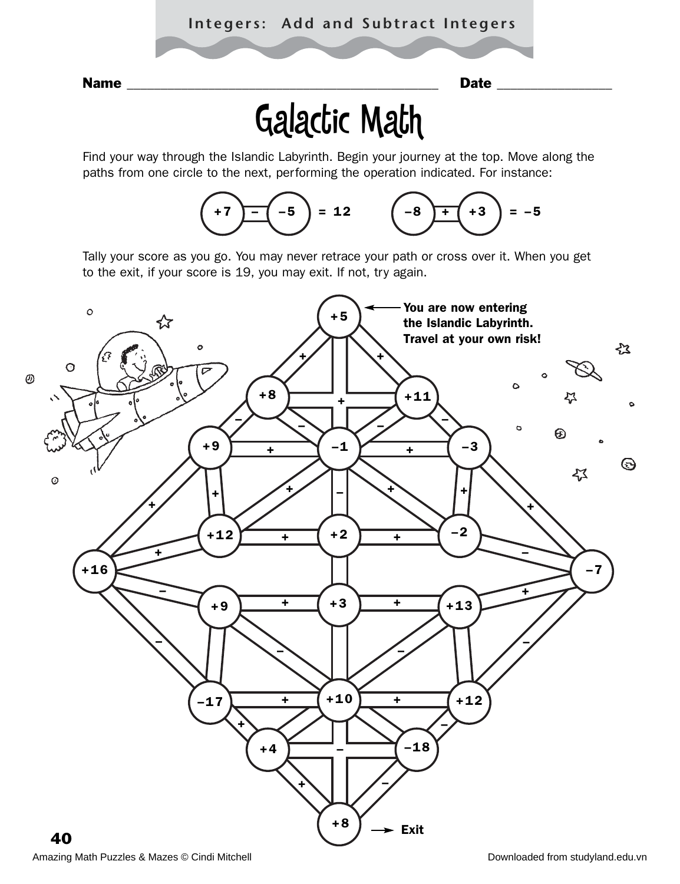Integers: Add and Subtract Integers

Name ________________________________________ Date ______________

# Galactic Math

Find your way through the Islandic Labyrinth. Begin your journey at the top. Move along the paths from one circle to the next, performing the operation indicated. For instance:

(+7) – (–5) = 12 (–8) + (+3) = –5

Tally your score as you go. You may never retrace your path or cross over it. When you get to the exit, if your score is 19, you may exit. If not, try again.

+5 ← You are now entering the Islandic Labyrinth. Travel at your own risk!

+8 → Exit

Amazing Math Puzzles & Mazes © Cindi Mitchell

Downloaded from studyland.edu.vn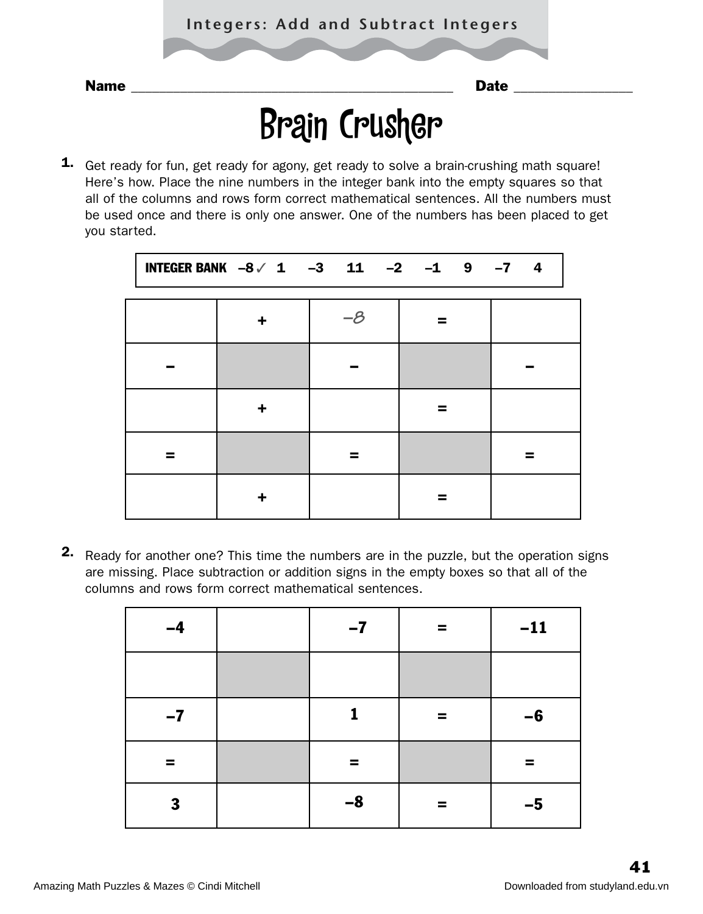# Brain Crusher

Name ______________________________ Date ______________

**1.** Get ready for fun, get ready for agony, get ready to solve a brain-crushing math square! Here's how. Place the nine numbers in the integer bank into the empty squares so that all of the columns and rows form correct mathematical sentences. All the numbers must be used once and there is only one answer. One of the numbers has been placed to get you started.

| **INTEGER BANK** | –8 ✓ | 1 | –3 | 11 | –2 | –1 | 9 | –7 | 4 |
|---|---|---|---|---|---|---|---|---|---|

| | + | –8 | = | |
|---|---|---|---|---|
| – | | – | | – |
| | + | | = | |
| = | | = | | = |
| | + | | = | |

**2.** Ready for another one? This time the numbers are in the puzzle, but the operation signs are missing. Place subtraction or addition signs in the empty boxes so that all of the columns and rows form correct mathematical sentences.

| –4 | | –7 | = | –11 |
|---|---|---|---|---|
| | | | | |
| –7 | | 1 | = | –6 |
| = | | = | | = |
| 3 | | –8 | = | –5 |

Amazing Math Puzzles & Mazes © Cindi Mitchell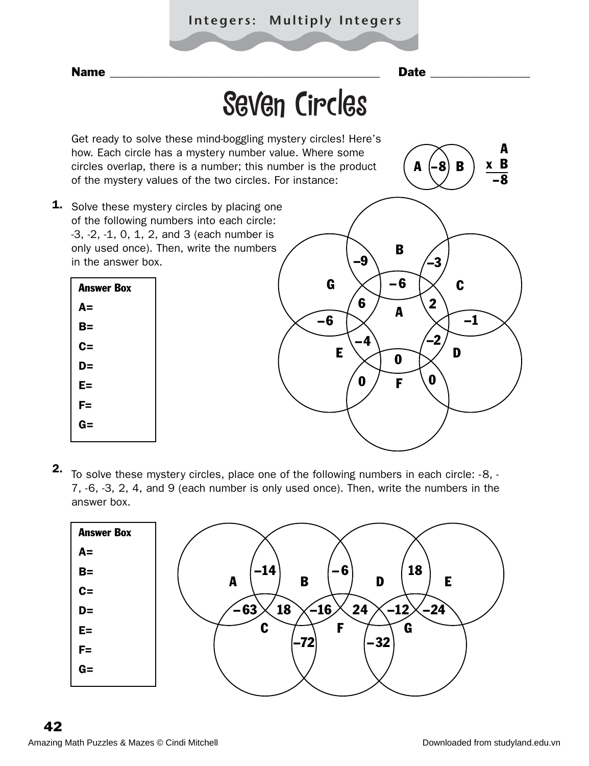Integers: Multiply Integers

Name ______________________________ Date ______________

# Seven Circles

Get ready to solve these mind-boggling mystery circles! Here's how. Each circle has a mystery number value. Where some circles overlap, there is a number; this number is the product of the mystery values of the two circles. For instance:

A (–8) B

$$\begin{array}{r} A \\ \times\ B \\ \hline -8 \end{array}$$

**1.** Solve these mystery circles by placing one of the following numbers into each circle: -3, -2, -1, 0, 1, 2, and 3 (each number is only used once). Then, write the numbers in the answer box.

| Answer Box |
|---|
| A= |
| B= |
| C= |
| D= |
| E= |
| F= |
| G= |

Diagram labels: B, G, C, A, E, D, F; overlaps: –9, –3, –6, 6, 2, –6, –1, –4, –2, 0, 0, 0

**2.** To solve these mystery circles, place one of the following numbers in each circle: -8, -7, -6, -3, 2, 4, and 9 (each number is only used once). Then, write the numbers in the answer box.

| Answer Box |
|---|
| A= |
| B= |
| C= |
| D= |
| E= |
| F= |
| G= |

Diagram labels: A, B, D, E, C, F, G; overlaps: –14, –6, 18, –63, 18, –16, 24, –12, –24, –72, –32

Amazing Math Puzzles & Mazes © Cindi Mitchell

Downloaded from studyland.edu.vn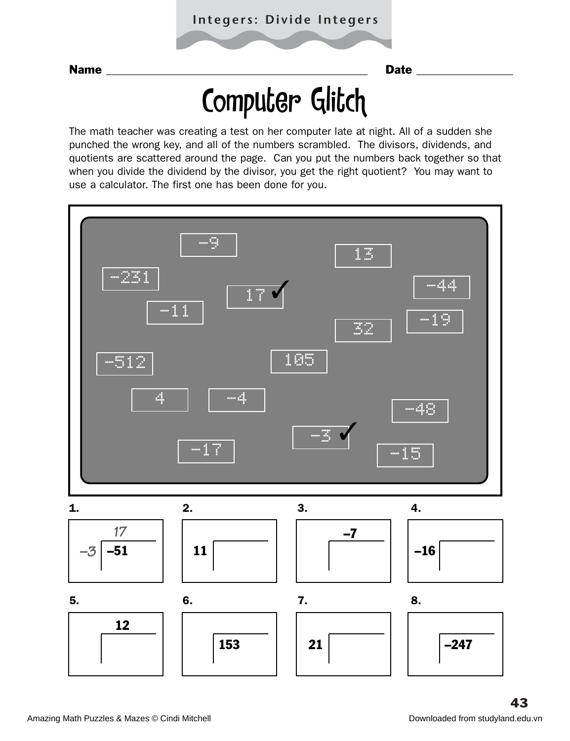Integers: Divide Integers

Name ______________________________ Date ______________

# Computer Glitch

The math teacher was creating a test on her computer late at night. All of a sudden she punched the wrong key, and all of the numbers scrambled. The divisors, dividends, and quotients are scattered around the page. Can you put the numbers back together so that when you divide the dividend by the divisor, you get the right quotient? You may want to use a calculator. The first one has been done for you.

Scrambled numbers: –9, 13, –231, 17 ✓, –44, –11, –19, 32, –512, 105, 4, –4, –48, –3 ✓, –17, –15

**1.** Divisor: *–3*, Dividend: **–51**, Quotient: *17*

**2.** Divisor: **11**, Dividend: ____, Quotient: ____

**3.** Divisor: ____, Dividend: ____, Quotient: **–7**

**4.** Divisor: **–16**, Dividend: ____, Quotient: ____

**5.** Divisor: ____, Dividend: ____, Quotient: **12**

**6.** Divisor: ____, Dividend: **153**, Quotient: ____

**7.** Divisor: **21**, Dividend: ____, Quotient: ____

**8.** Divisor: ____, Dividend: **–247**, Quotient: ____

Amazing Math Puzzles & Mazes © Cindi Mitchell

Downloaded from studyland.edu.vn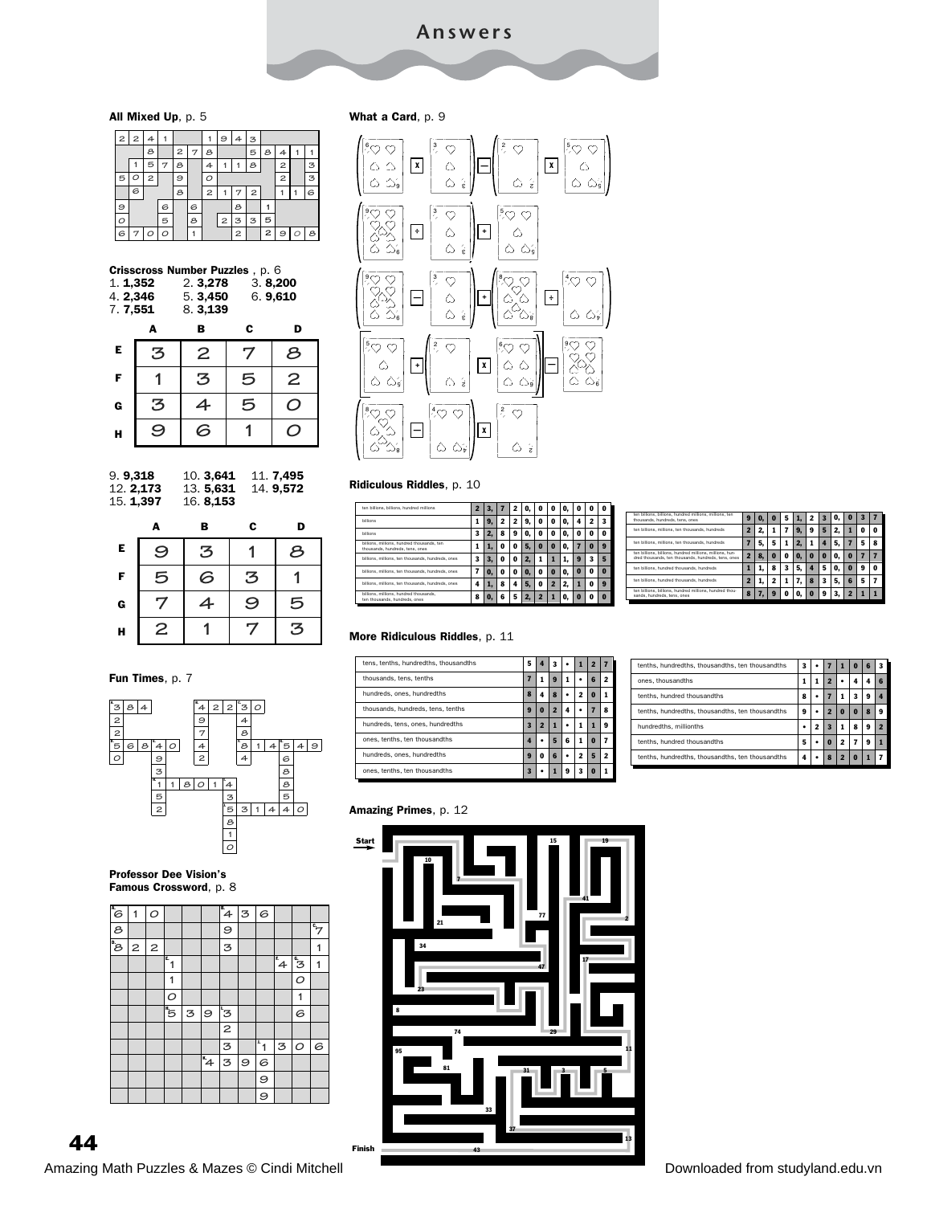# Answers

**All Mixed Up**, p. 5

| 2 | 2 | 4 | 1 | | | 1 | 9 | 4 | 3 | | | |
|---|---|---|---|---|---|---|---|---|---|---|---|---|
| | | 8 | | 2 | 7 | 8 | | | 5 | 8 | 4 | 1 | 1 |
| | 1 | 5 | 7 | 8 | | 4 | 1 | 1 | 8 | | 2 | | 3 |
| 5 | 0 | 2 | | 9 | | 0 | | | | | 2 | | 3 |
| | 6 | | | 8 | | 2 | 1 | 7 | 2 | | 1 | 1 | 6 |
| 9 | | | 6 | | 6 | | | 8 | | 1 | | | |
| 0 | | | 5 | | 8 | | 2 | 3 | 3 | 5 | | | |
| 6 | 7 | 0 | 0 | | 1 | | | 2 | | 2 | 9 | 0 | 8 |

**Crisscross Number Puzzles**, p. 6

1. **1,352** 2. **3,278** 3. **8,200**
4. **2,346** 5. **3,450** 6. **9,610**
7. **7,551** 8. **3,139**

| | A | B | C | D |
|---|---|---|---|---|
| E | 3 | 2 | 7 | 8 |
| F | 1 | 3 | 5 | 2 |
| G | 3 | 4 | 5 | 0 |
| H | 9 | 6 | 1 | 0 |

9. **9,318** 10. **3,641** 11. **7,495**
12. **2,173** 13. **5,631** 14. **9,572**
15. **1,397** 16. **8,153**

| | A | B | C | D |
|---|---|---|---|---|
| E | 9 | 3 | 1 | 8 |
| F | 5 | 6 | 3 | 1 |
| G | 7 | 4 | 9 | 5 |
| H | 2 | 1 | 7 | 3 |

**Fun Times**, p. 7

Across: 384; 42230; 56840; 8145 49; 1180 14; 531440
Down: 32250; 49742; 3484; 840 93152 ; 6885; 538 10

**Professor Dee Vision's Famous Crossword**, p. 8

Across: 610; 436; 822; 1; 431; 5393; 13 06; 4396
Down: 688; 4 93 323 3; 7 1 3 0 1 6; 1 1 0 5; 6 9 9

**What a Card**, p. 9

(6 × 3) − (2 × 5)

(9 ÷ 3) + 5

(9 − 3) + (8 ÷ 4)

[5 + (2 × 6)] − 9

(8 − 4) × 2

**Ridiculous Riddles**, p. 10

| | | | | | | | | | | | |
|---|---|---|---|---|---|---|---|---|---|---|---|
| ten billions, billions, hundred millions | 2 | 3, | 7 | 2 | 0, | 0 | 0 | 0, | 0 | 0 | 0 |
| billions | 1 | 9, | 2 | 2 | 9, | 0 | 0 | 0, | 4 | 2 | 3 |
| billions | 3 | 2, | 8 | 9 | 0, | 0 | 0 | 0, | 0 | 0 | 0 |
| billions, millions, hundred thousands, ten thousands, hundreds, tens, ones | 1 | 1, | 0 | 0 | 5, | 0 | 0 | 0, | 7 | 0 | 9 |
| billions, millions, ten thousands, hundreds, ones | 3 | 3, | 0 | 0 | 2, | 1 | 1 | 1, | 9 | 3 | 5 |
| billions, millions, ten thousands, hundreds, ones | 7 | 0, | 0 | 0 | 0, | 0 | 0 | 0, | 0 | 0 | 0 |
| billions, millions, ten thousands, hundreds, ones | 4 | 1, | 8 | 4 | 5, | 0 | 2 | 2, | 1 | 0 | 9 |
| billions, millions, hundred thousands, ten thousands, hundreds, ones | 8 | 0, | 6 | 5 | 2, | 2 | 1 | 0, | 0 | 0 | 0 |

| | | | | | | | | | | | |
|---|---|---|---|---|---|---|---|---|---|---|---|
| ten billions, billions, hundred millions, millions, ten thousands, hundreds, tens, ones | 9 | 0, | 0 | 5 | 1, | 2 | 3 | 0, | 0 | 3 | 7 |
| ten billions, millions, ten thousands, hundreds | 2 | 2, | 1 | 7 | 9, | 9 | 5 | 2, | 1 | 0 | 0 |
| ten billions, millions, ten thousands, hundreds | 7 | 5, | 5 | 1 | 2, | 1 | 4 | 5, | 7 | 5 | 8 |
| ten billions, billions, hundred millions, millions, hundred thousands, ten thousands, hundreds, tens, ones | 2 | 8, | 0 | 0 | 0, | 0 | 0 | 0, | 0 | 7 | 7 |
| ten billions, hundred thousands, hundreds | 1 | 1, | 8 | 3 | 5, | 4 | 5 | 0, | 0 | 9 | 0 |
| ten billions, hundred thousands, hundreds | 2 | 1, | 2 | 1 | 7, | 8 | 3 | 5, | 6 | 5 | 7 |
| ten billions, billions, hundred millions, hundred thousands, hundreds, tens, ones | 8 | 7, | 9 | 0 | 0, | 0 | 9 | 3, | 2 | 1 | 1 |

**More Ridiculous Riddles**, p. 11

| | | | | | | | |
|---|---|---|---|---|---|---|---|
| tens, tenths, hundredths, thousandths | 5 | 4 | 3 | • | 1 | 2 | 7 |
| thousands, tens, tenths | 7 | 1 | 9 | 1 | • | 6 | 2 |
| hundreds, ones, hundredths | 8 | 4 | 8 | • | 2 | 0 | 1 |
| thousands, hundreds, tens, tenths | 9 | 0 | 2 | 4 | • | 7 | 8 |
| hundreds, tens, ones, hundredths | 3 | 2 | 1 | • | 1 | 1 | 9 |
| ones, tenths, ten thousandths | 4 | • | 5 | 6 | 1 | 0 | 7 |
| hundreds, ones, hundredths | 9 | 0 | 6 | • | 2 | 5 | 2 |
| ones, tenths, ten thousandths | 3 | • | 1 | 9 | 3 | 0 | 1 |

| | | | | | | | |
|---|---|---|---|---|---|---|---|
| tenths, hundredths, thousandths, ten thousandths | 3 | • | 7 | 1 | 0 | 6 | 3 |
| ones, thousandths | 1 | 1 | 2 | • | 4 | 4 | 6 |
| tenths, hundred thousandths | 8 | • | 7 | 1 | 3 | 9 | 4 |
| tenths, hundredths, thousandths, ten thousandths | 9 | • | 2 | 0 | 0 | 8 | 9 |
| hundredths, millionths | • | 2 | 3 | 1 | 8 | 9 | 2 |
| tenths, hundred thousandths | 5 | • | 0 | 2 | 7 | 9 | 1 |
| tenths, hundredths, thousandths, ten thousandths | 4 | • | 8 | 2 | 0 | 1 | 7 |

**Amazing Primes**, p. 12

Start → Finish (maze numbers: 15, 19, 10, 7, 41, 21, 77, 2, 34, 17, 47, 23, 8, 74, 29, 95, 11, 81, 31, 3, 5, 33, 37, 13, 43)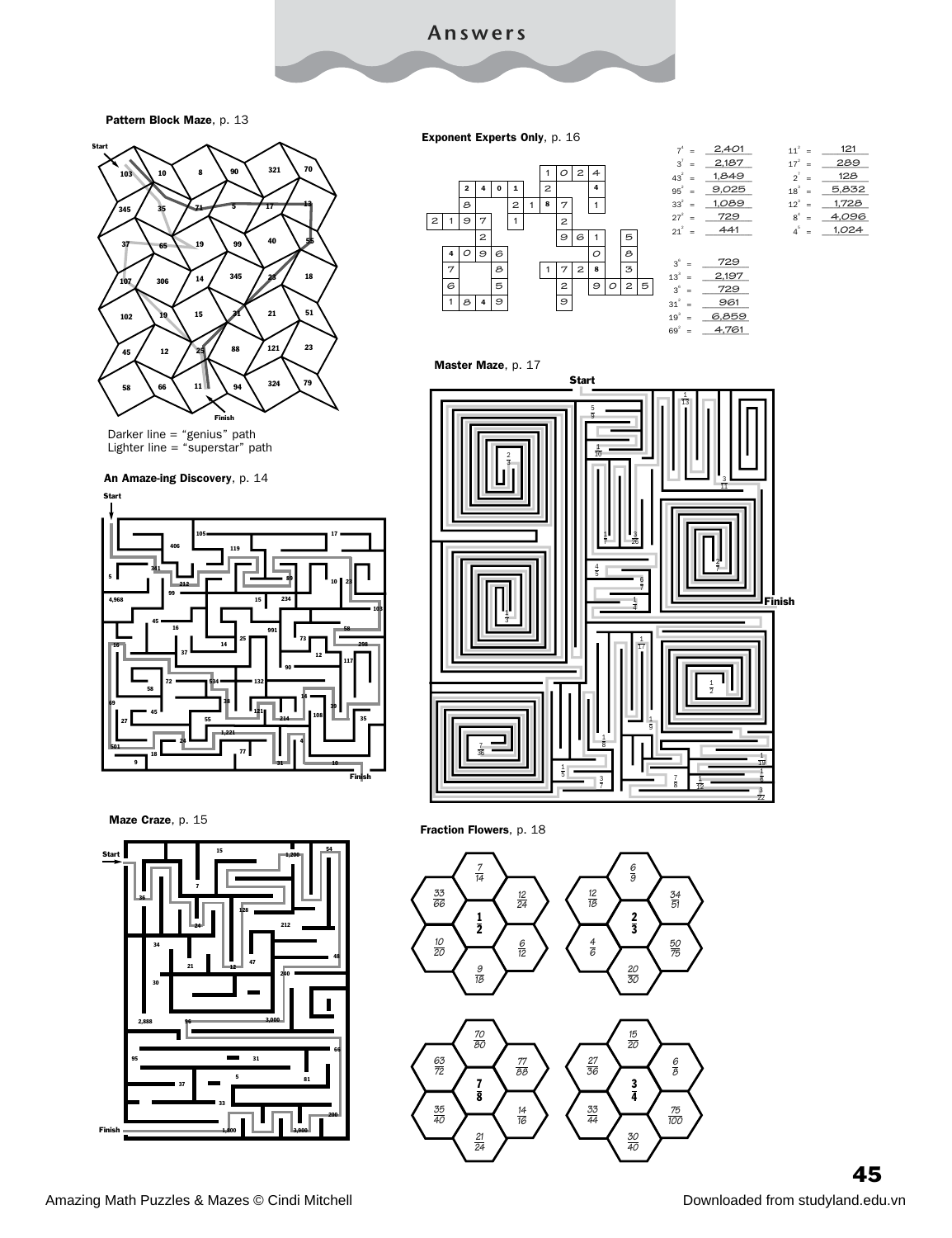# Answers

**Pattern Block Maze**, p. 13

Darker line = "genius" path
Lighter line = "superstar" path

**An Amaze-ing Discovery**, p. 14

**Maze Craze**, p. 15

**Exponent Experts Only**, p. 16

$7^4$ = 2,401
$3^7$ = 2,187
$43^2$ = 1,849
$95^2$ = 9,025
$33^2$ = 1,089
$27^2$ = 729
$21^2$ = 441

$11^2$ = 121
$17^2$ = 289
$2^7$ = 128
$18^3$ = 5,832
$12^3$ = 1,728
$8^4$ = 4,096
$4^5$ = 1,024

$3^6$ = 729
$13^3$ = 2,197
$3^6$ = 729
$31^2$ = 961
$19^3$ = 6,859
$69^2$ = 4,761

**Master Maze**, p. 17

**Fraction Flowers**, p. 18

| Center | Petals |
|---|---|
| $\frac{1}{2}$ | $\frac{7}{14}$, $\frac{12}{24}$, $\frac{6}{12}$, $\frac{9}{18}$, $\frac{10}{20}$, $\frac{33}{66}$ |
| $\frac{2}{3}$ | $\frac{6}{9}$, $\frac{34}{51}$, $\frac{50}{75}$, $\frac{20}{30}$, $\frac{4}{6}$, $\frac{12}{18}$ |
| $\frac{7}{8}$ | $\frac{70}{80}$, $\frac{77}{88}$, $\frac{14}{16}$, $\frac{21}{24}$, $\frac{35}{40}$, $\frac{63}{72}$ |
| $\frac{3}{4}$ | $\frac{15}{20}$, $\frac{6}{8}$, $\frac{75}{100}$, $\frac{30}{40}$, $\frac{33}{44}$, $\frac{27}{36}$ |

Amazing Math Puzzles & Mazes © Cindi Mitchell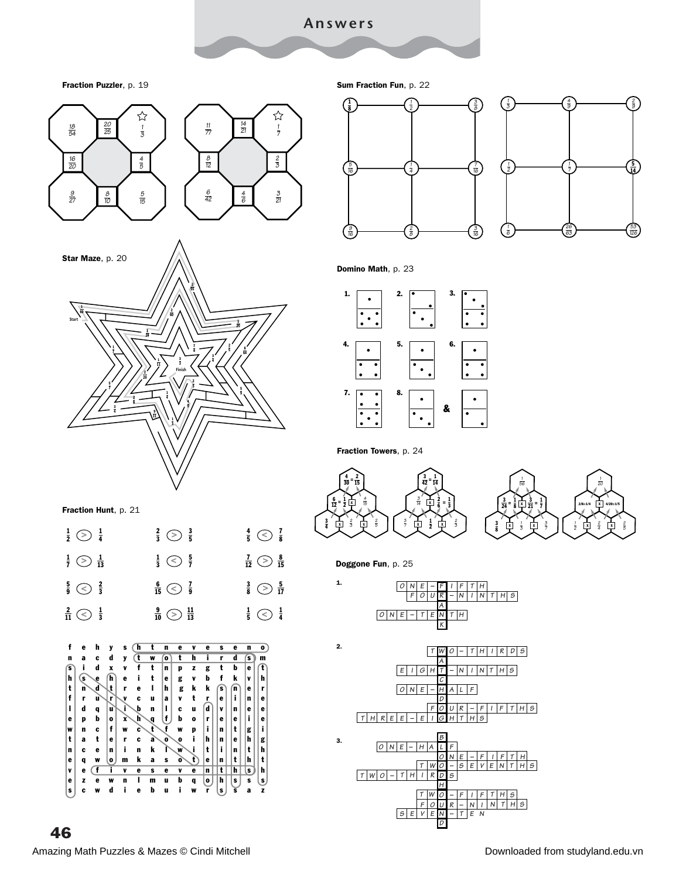# Answers

**Fraction Puzzler**, p. 19

|  |  |  |
|---|---|---|
| $\frac{18}{54}$ | $\frac{20}{25}$ | ☆ $\frac{1}{3}$ |
| $\frac{16}{20}$ |  | $\frac{4}{5}$ |
| $\frac{9}{27}$ | $\frac{8}{10}$ | $\frac{5}{15}$ |

|  |  |  |
|---|---|---|
| $\frac{11}{77}$ | $\frac{14}{21}$ | ☆ $\frac{1}{7}$ |
| $\frac{8}{12}$ |  | $\frac{2}{3}$ |
| $\frac{6}{42}$ | $\frac{4}{6}$ | $\frac{3}{21}$ |

**Star Maze**, p. 20

Start — Finish

**Fraction Hunt**, p. 21

| | | |
|---|---|---|
| $\frac{1}{2} > \frac{1}{4}$ | $\frac{2}{3} > \frac{3}{5}$ | $\frac{4}{5} < \frac{7}{8}$ |
| $\frac{1}{7} > \frac{1}{13}$ | $\frac{1}{3} < \frac{5}{7}$ | $\frac{7}{12} > \frac{8}{15}$ |
| $\frac{5}{9} < \frac{2}{3}$ | $\frac{6}{15} < \frac{7}{9}$ | $\frac{3}{8} > \frac{5}{17}$ |
| $\frac{2}{11} < \frac{1}{3}$ | $\frac{9}{10} > \frac{11}{13}$ | $\frac{1}{5} < \frac{1}{4}$ |

```
f e h y s h t n e v e s e n o
n a c d y t w o t h i r d s m
s i d x v f t n p z g t b e t
h s e h e i t e g v b f k v h
t n d t r e l h g k k s n e r
f r u r v c u a v t r e i n e
l d q u i b n l c u d v n e e
e p b o x h q f b o r e e i e
w n c f w c t f w p i n t g i
t a t e r c a o o i h n e h g
n c e n i n k l w i t i n t h
e q w o m k a s o t e n t h t
v e f i v e s e v e n t h s h
e z e w n l m u b q o h s s s
s c w d i e b u i w r s s a z
```

**Sum Fraction Fun**, p. 22

Grid 1:

|  |  |  |
|---|---|---|
| $\frac{1}{8}$ | $\frac{1}{2}$ | $\frac{3}{8}$ |
| $\frac{5}{16}$ | $\frac{1}{4}$ | $\frac{7}{16}$ |
| $\frac{9}{16}$ | $\frac{2}{8}$ | $\frac{3}{16}$ |

Grid 2:

|  |  |  |
|---|---|---|
| $\frac{1}{3}$ | $\frac{4}{9}$ | $\frac{2}{9}$ |
| $\frac{1}{2}$ | $\frac{1}{7}$ | $\frac{5}{14}$ |
| $\frac{1}{6}$ | $\frac{26}{63}$ | $\frac{53}{126}$ |

**Domino Math**, p. 23

1. 2. 3. 4. 5. 6. 7. 8. &

**Fraction Towers**, p. 24

Tower 1: $\frac{4}{30} = \frac{2}{15}$; $\frac{6}{12} = \frac{1}{2}$ x $\frac{4}{15}$; $\frac{3}{4}$ x $\frac{2}{3}$ x $\frac{2}{5}$

Tower 2: $\frac{3}{42} = \frac{1}{14}$; $\frac{3}{14}$ x $\frac{2}{6} = \frac{1}{3}$; $\frac{3}{7}$ x $\frac{1}{2}$ x $\frac{2}{3}$

Tower 3: $\frac{1}{56}$; $\frac{3}{24} = \frac{1}{8}$ x $\frac{3}{21} = \frac{1}{7}$; $\frac{3}{8}$ x $\frac{1}{3}$ x $\frac{3}{7}$

Tower 4: $\frac{1}{20}$; 2/8=1/4 x 4/20=1/5; $\frac{1}{2}$ x $\frac{2}{4}$ x $\frac{2}{5}$

**Doggone Fun**, p. 25

1.
ONE-FIFTH
FOUR-NINTHS
A
ONE-TENTH
K

(Vertical word: FRANK)

2.
TWO-THIRDS
A
EIGHT-NINTHS
C
ONE-HALF
D
FOUR-FIFTHS
THREE-EIGHTHS

(Vertical word: WATCHDOG)

3.
B
ONE-HALF
ONE-FIFTH
TWO-SEVENTHS
TWO-THIRDS
H
TWO-FIFTHS
FOUR-NINTHS
SEVEN-TEN
D

(Vertical word: BLOODHOUND)

Amazing Math Puzzles & Mazes © Cindi Mitchell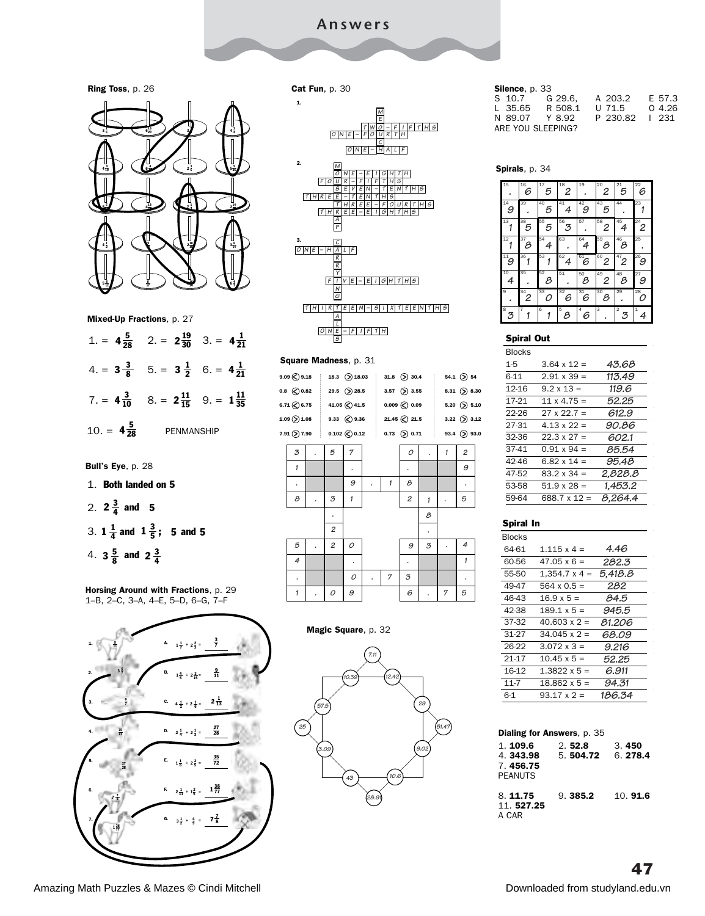# Answers

**Ring Toss**, p. 26

**Mixed-Up Fractions**, p. 27

1. = $4\frac{5}{28}$  2. = $2\frac{19}{30}$  3. = $4\frac{1}{21}$

4. = $3\frac{3}{8}$  5. = $3\frac{1}{2}$  6. = $4\frac{1}{21}$

7. = $4\frac{3}{10}$  8. = $2\frac{11}{15}$  9. = $1\frac{11}{35}$

10. = $4\frac{5}{28}$  PENMANSHIP

**Bull's Eye**, p. 28

1. **Both landed on 5**
2. $2\frac{3}{4}$ **and 5**
3. $1\frac{1}{4}$ **and** $1\frac{3}{5}$**; 5 and 5**
4. $3\frac{5}{8}$ **and** $2\frac{3}{4}$

**Horsing Around with Fractions**, p. 29

1–B, 2–C, 3–A, 4–E, 5–D, 6–G, 7–F

| Horse | | Equation |
|---|---|---|
| 1. $\frac{6}{11}$ | A. | $1\frac{1}{7} + 2\frac{2}{3} = \frac{3}{7}$ |
| 2. $3\frac{6}{7}$ | B. | $1\frac{4}{5} + 2\frac{2}{15} = \frac{9}{11}$ |
| 3. $\frac{6}{7}$ | C. | $4\frac{1}{2} + 2\frac{1}{6} = 2\frac{1}{13}$ |
| 4. $\frac{35}{72}$ | D. | $2\frac{1}{4} + 2\frac{1}{3} = \frac{27}{28}$ |
| 5. $\frac{27}{28}$ | E. | $1\frac{1}{6} + 2\frac{2}{5} = \frac{35}{72}$ |
| 6. $7\frac{7}{8}$ | F. | $2\frac{1}{11} + 1\frac{1}{5} = 1\frac{38}{77}$ |
| 7. $1\frac{38}{77}$ | G. | $3\frac{1}{2} + \frac{4}{9} = 7\frac{7}{8}$ |

**Cat Fun**, p. 30

1. MEDICAL: TWO-FIFTHS, ONE-FOURTH, ONE-HALF
2. MEDICARE/… : ONE-EIGHTH, FOUR-FIFTHS, SEVEN-TENTHS, THREE-TENTHS, THREE-FOURTHS, THREE-EIGHTHS, NAP
3. CARRYING/CARRYING ... : ONE-HALF, FIVE-EIGHTHS, THIRTEEN-SIXTEENTHS, ONE-FIFTH, NAILS

**Square Madness**, p. 31

| | | | |
|---|---|---|---|
| 9.09 < 9.18 | 18.3 > 18.03 | 31.8 > 30.4 | 54.1 > 54 |
| 0.8 < 0.82 | 29.5 > 28.5 | 3.57 > 3.55 | 8.31 > 8.30 |
| 6.71 < 6.75 | 41.05 < 41.5 | 0.009 < 0.09 | 5.20 > 5.10 |
| 1.09 > 1.08 | 9.33 < 9.36 | 21.45 < 21.5 | 3.22 > 3.12 |
| 7.91 > 7.90 | 0.102 < 0.12 | 0.73 > 0.71 | 93.4 > 93.0 |

| | | | | | | | | | |
|---|---|---|---|---|---|---|---|---|---|
| 3 | . | 5 | 7 | | | 0 | . | 1 | 2 |
| 1 | | | . | | | . | | | 9 |
| . | | | 9 | . | 1 | 8 | | | . |
| 8 | . | 3 | 1 | | | 2 | 1 | . | 5 |
| | | . | | | | | 8 | | |
| | | 2 | | | | | . | | |
| 5 | . | 2 | 0 | | | 9 | 3 | . | 4 |
| 4 | | | . | | | . | | | 1 |
| . | | | 0 | . | 7 | 3 | | | . |
| 1 | . | 0 | 9 | | | 6 | . | 7 | 5 |

**Magic Square**, p. 32

7.11, 10.39, 12.42, 57.5, 29, 25, 51.47, 3.09, 9.02, 43, 10.6, 28.91

**Silence**, p. 33

| | | | |
|---|---|---|---|
| S 10.7 | G 29.6, | A 203.2 | E 57.3 |
| L 35.65 | R 508.1 | U 71.5 | O 4.26 |
| N 89.07 | Y 8.92 | P 230.82 | I 231 |

ARE YOU SLEEPING?

**Spirals**, p. 34

| | | | | | | | |
|---|---|---|---|---|---|---|---|
| . | 6 | 5 | 2 | . | 2 | 5 | 6 |
| 9 | . | 5 | 4 | 9 | 5 | . | 1 |
| 1 | 5 | 5 | 3 | . | 2 | 4 | 2 |
| 1 | 8 | 4 | . | 4 | 8 | 8 | . |
| 9 | 1 | 1 | 4 | 6 | 2 | 2 | 9 |
| 4 | . | 8 | . | 8 | 2 | 8 | 9 |
| . | 2 | 0 | 6 | 6 | 8 | . | 0 |
| 3 | 1 | 1 | 8 | 6 | . | 3 | 4 |

**Spiral Out**

| Blocks | | |
|---|---|---|
| 1-5 | 3.64 x 12 = | 43.68 |
| 6-11 | 2.91 x 39 = | 113.49 |
| 12-16 | 9.2 x 13 = | 119.6 |
| 17-21 | 11 x 4.75 = | 52.25 |
| 22-26 | 27 x 22.7 = | 612.9 |
| 27-31 | 4.13 x 22 = | 90.86 |
| 32-36 | 22.3 x 27 = | 602.1 |
| 37-41 | 0.91 x 94 = | 85.54 |
| 42-46 | 6.82 x 14 = | 95.48 |
| 47-52 | 83.2 x 34 = | 2,828.8 |
| 53-58 | 51.9 x 28 = | 1,453.2 |
| 59-64 | 688.7 x 12 = | 8,264.4 |

**Spiral In**

| Blocks | | |
|---|---|---|
| 64-61 | 1.115 x 4 = | 4.46 |
| 60-56 | 47.05 x 6 = | 282.3 |
| 55-50 | 1,354.7 x 4 = | 5,418.8 |
| 49-47 | 564 x 0.5 = | 282 |
| 46-43 | 16.9 x 5 = | 84.5 |
| 42-38 | 189.1 x 5 = | 945.5 |
| 37-32 | 40.603 x 2 = | 81.206 |
| 31-27 | 34.045 x 2 = | 68.09 |
| 26-22 | 3.072 x 3 = | 9.216 |
| 21-17 | 10.45 x 5 = | 52.25 |
| 16-12 | 1.3822 x 5 = | 6.911 |
| 11-7 | 18.862 x 5 = | 94.31 |
| 6-1 | 93.17 x 2 = | 186.34 |

**Dialing for Answers**, p. 35

1. **109.6**  2. **52.8**  3. **450**
4. **343.98**  5. **504.72**  6. **278.4**
7. **456.75**

PEANUTS

8. **11.75**  9. **385.2**  10. **91.6**
11. **527.25**

A CAR

Amazing Math Puzzles & Mazes © Cindi Mitchell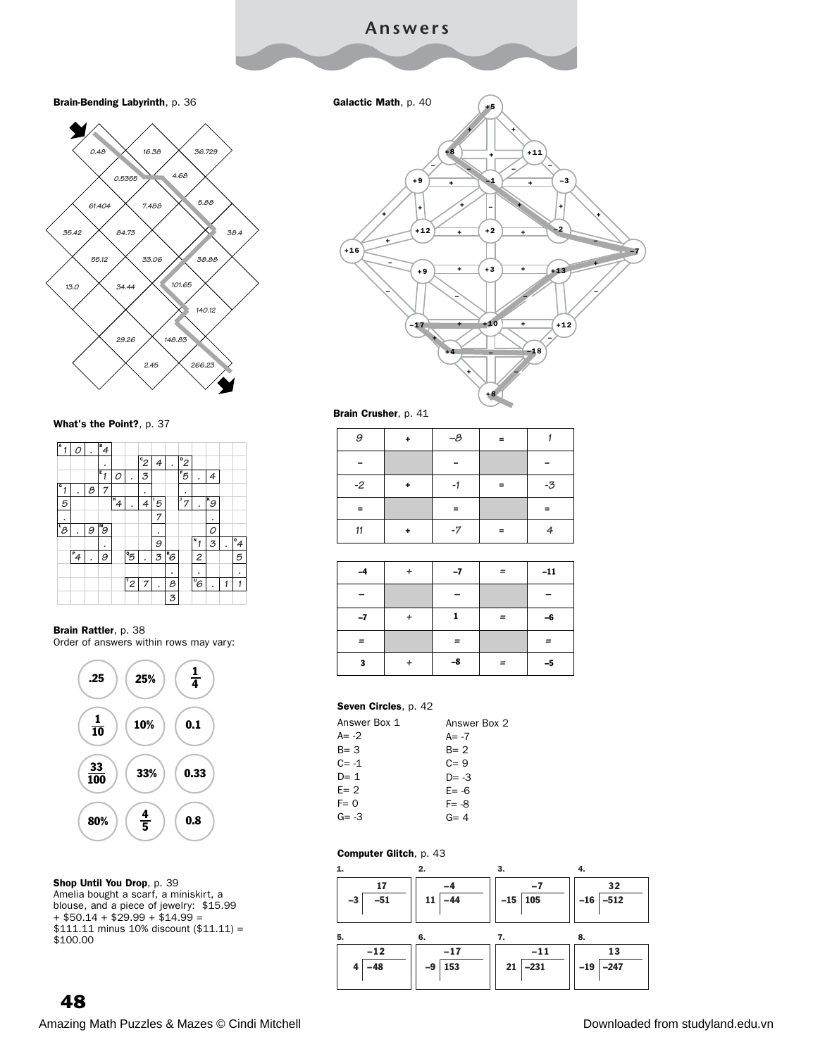# Answers

**Brain-Bending Labyrinth**, p. 36

0.48
16.38
36.729
0.5355
4.68
61.404
7.488
5.88
35.42
84.73
38.4
55.12
33.06
38.88
13.0
34.44
101.65
140.12
29.26
148.83
2.45
266.23

**What's the Point?**, p. 37

**Brain Rattler**, p. 38
Order of answers within rows may vary:

| | | |
|---|---|---|
| .25 | 25% | $\frac{1}{4}$ |
| $\frac{1}{10}$ | 10% | 0.1 |
| $\frac{33}{100}$ | 33% | 0.33 |
| 80% | $\frac{4}{5}$ | 0.8 |

**Shop Until You Drop**, p. 39
Amelia bought a scarf, a miniskirt, a blouse, and a piece of jewelry: \$15.99 + \$50.14 + \$29.99 + \$14.99 = \$111.11 minus 10% discount (\$11.11) = \$100.00

**Galactic Math**, p. 40

+5, +8, +11, +9, −1, −3, +12, +2, −2, +16, −7, +9, +3, +13, −17, +10, +12, +4, −18, +8

**Brain Crusher**, p. 41

| | | | | |
|---|---|---|---|---|
| 9 | + | −8 | = | 1 |
| – | | – | | – |
| -2 | + | -1 | = | -3 |
| = | | = | | = |
| 11 | + | -7 | = | 4 |

| | | | | |
|---|---|---|---|---|
| −4 | + | −7 | = | −11 |
| – | | – | | – |
| −7 | + | 1 | = | −6 |
| = | | = | | = |
| 3 | + | −8 | = | −5 |

**Seven Circles**, p. 42

| Answer Box 1 | Answer Box 2 |
|---|---|
| A= -2 | A= -7 |
| B= 3 | B= 2 |
| C= -1 | C= 9 |
| D= 1 | D= -3 |
| E= 2 | E= -6 |
| F= 0 | F= -8 |
| G= -3 | G= 4 |

**Computer Glitch**, p. 43

1. $-51 \div -3 = 17$
2. $-44 \div 11 = -4$
3. $105 \div -15 = -7$
4. $-512 \div -16 = 32$
5. $-48 \div 4 = -12$
6. $153 \div -9 = -17$
7. $-231 \div 21 = -11$
8. $-247 \div -19 = 13$

Amazing Math Puzzles & Mazes © Cindi Mitchell